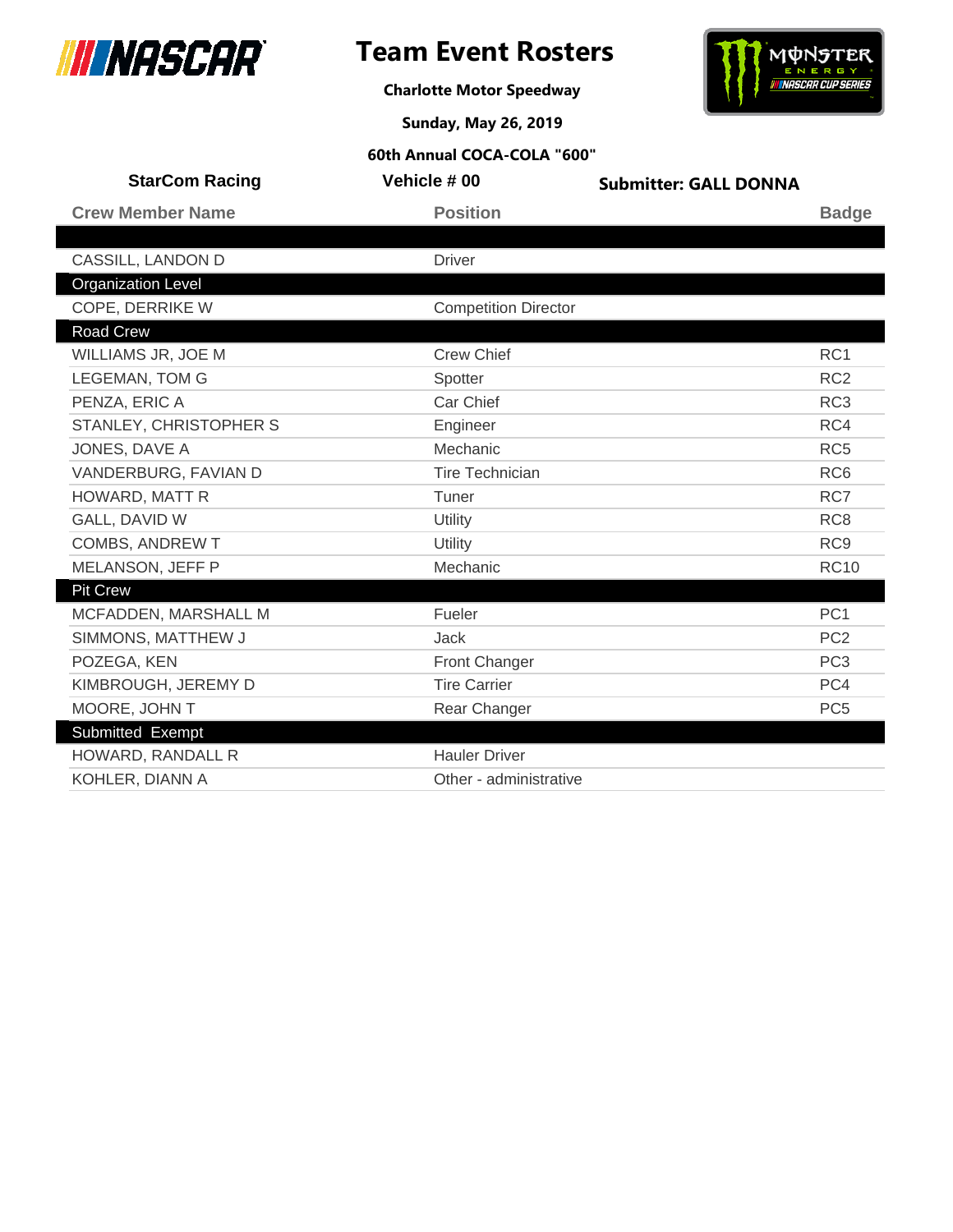# Team Event Rosters

**Charlotte Motor Speedway**

**Sunday, May 26, 2019**

**60th Annual COCA-COLA "600"**

**StarCom Racing** | **Vehicle # 00** | **Submitter: GALL DONNA**

| Crew Member Name | Position | Badge |
| --- | --- | --- |
| | | |
| CASSILL, LANDON D | Driver | |
| **Organization Level** | | |
| COPE, DERRIKE W | Competition Director | |
| **Road Crew** | | |
| WILLIAMS JR, JOE M | Crew Chief | RC1 |
| LEGEMAN, TOM G | Spotter | RC2 |
| PENZA, ERIC A | Car Chief | RC3 |
| STANLEY, CHRISTOPHER S | Engineer | RC4 |
| JONES, DAVE A | Mechanic | RC5 |
| VANDERBURG, FAVIAN D | Tire Technician | RC6 |
| HOWARD, MATT R | Tuner | RC7 |
| GALL, DAVID W | Utility | RC8 |
| COMBS, ANDREW T | Utility | RC9 |
| MELANSON, JEFF P | Mechanic | RC10 |
| **Pit Crew** | | |
| MCFADDEN, MARSHALL M | Fueler | PC1 |
| SIMMONS, MATTHEW J | Jack | PC2 |
| POZEGA, KEN | Front Changer | PC3 |
| KIMBROUGH, JEREMY D | Tire Carrier | PC4 |
| MOORE, JOHN T | Rear Changer | PC5 |
| **Submitted Exempt** | | |
| HOWARD, RANDALL R | Hauler Driver | |
| KOHLER, DIANN A | Other - administrative | |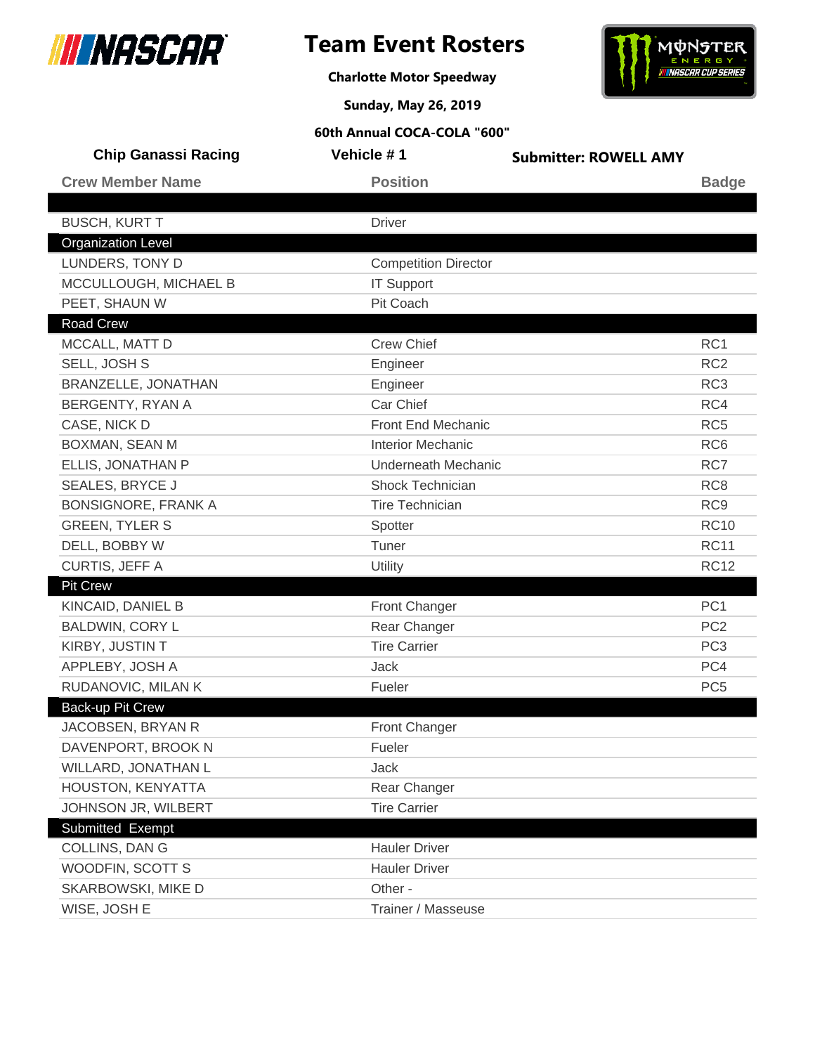# Team Event Rosters

**Charlotte Motor Speedway**

**Sunday, May 26, 2019**

**60th Annual COCA-COLA "600"**

**Chip Ganassi Racing** | **Vehicle # 1** | **Submitter: ROWELL AMY**

| Crew Member Name | Position | Badge |
|---|---|---|
| | | |
| BUSCH, KURT T | Driver | |
| **Organization Level** | | |
| LUNDERS, TONY D | Competition Director | |
| MCCULLOUGH, MICHAEL B | IT Support | |
| PEET, SHAUN W | Pit Coach | |
| **Road Crew** | | |
| MCCALL, MATT D | Crew Chief | RC1 |
| SELL, JOSH S | Engineer | RC2 |
| BRANZELLE, JONATHAN | Engineer | RC3 |
| BERGENTY, RYAN A | Car Chief | RC4 |
| CASE, NICK D | Front End Mechanic | RC5 |
| BOXMAN, SEAN M | Interior Mechanic | RC6 |
| ELLIS, JONATHAN P | Underneath Mechanic | RC7 |
| SEALES, BRYCE J | Shock Technician | RC8 |
| BONSIGNORE, FRANK A | Tire Technician | RC9 |
| GREEN, TYLER S | Spotter | RC10 |
| DELL, BOBBY W | Tuner | RC11 |
| CURTIS, JEFF A | Utility | RC12 |
| **Pit Crew** | | |
| KINCAID, DANIEL B | Front Changer | PC1 |
| BALDWIN, CORY L | Rear Changer | PC2 |
| KIRBY, JUSTIN T | Tire Carrier | PC3 |
| APPLEBY, JOSH A | Jack | PC4 |
| RUDANOVIC, MILAN K | Fueler | PC5 |
| **Back-up Pit Crew** | | |
| JACOBSEN, BRYAN R | Front Changer | |
| DAVENPORT, BROOK N | Fueler | |
| WILLARD, JONATHAN L | Jack | |
| HOUSTON, KENYATTA | Rear Changer | |
| JOHNSON JR, WILBERT | Tire Carrier | |
| **Submitted Exempt** | | |
| COLLINS, DAN G | Hauler Driver | |
| WOODFIN, SCOTT S | Hauler Driver | |
| SKARBOWSKI, MIKE D | Other - | |
| WISE, JOSH E | Trainer / Masseuse | |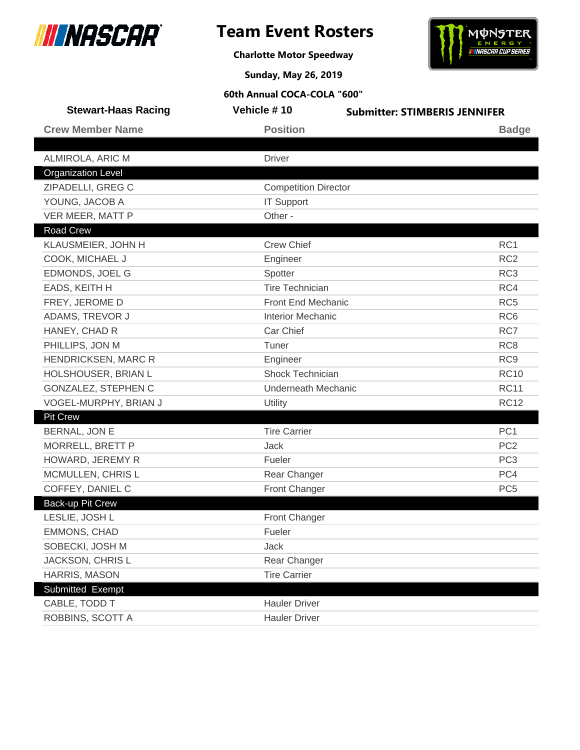# Team Event Rosters

**Charlotte Motor Speedway**

**Sunday, May 26, 2019**

**60th Annual COCA-COLA "600"**

**Stewart-Haas Racing** | **Vehicle # 10** | **Submitter: STIMBERIS JENNIFER**

| Crew Member Name | Position | Badge |
|---|---|---|
| | | |
| ALMIROLA, ARIC M | Driver | |
| **Organization Level** | | |
| ZIPADELLI, GREG C | Competition Director | |
| YOUNG, JACOB A | IT Support | |
| VER MEER, MATT P | Other - | |
| **Road Crew** | | |
| KLAUSMEIER, JOHN H | Crew Chief | RC1 |
| COOK, MICHAEL J | Engineer | RC2 |
| EDMONDS, JOEL G | Spotter | RC3 |
| EADS, KEITH H | Tire Technician | RC4 |
| FREY, JEROME D | Front End Mechanic | RC5 |
| ADAMS, TREVOR J | Interior Mechanic | RC6 |
| HANEY, CHAD R | Car Chief | RC7 |
| PHILLIPS, JON M | Tuner | RC8 |
| HENDRICKSEN, MARC R | Engineer | RC9 |
| HOLSHOUSER, BRIAN L | Shock Technician | RC10 |
| GONZALEZ, STEPHEN C | Underneath Mechanic | RC11 |
| VOGEL-MURPHY, BRIAN J | Utility | RC12 |
| **Pit Crew** | | |
| BERNAL, JON E | Tire Carrier | PC1 |
| MORRELL, BRETT P | Jack | PC2 |
| HOWARD, JEREMY R | Fueler | PC3 |
| MCMULLEN, CHRIS L | Rear Changer | PC4 |
| COFFEY, DANIEL C | Front Changer | PC5 |
| **Back-up Pit Crew** | | |
| LESLIE, JOSH L | Front Changer | |
| EMMONS, CHAD | Fueler | |
| SOBECKI, JOSH M | Jack | |
| JACKSON, CHRIS L | Rear Changer | |
| HARRIS, MASON | Tire Carrier | |
| **Submitted Exempt** | | |
| CABLE, TODD T | Hauler Driver | |
| ROBBINS, SCOTT A | Hauler Driver | |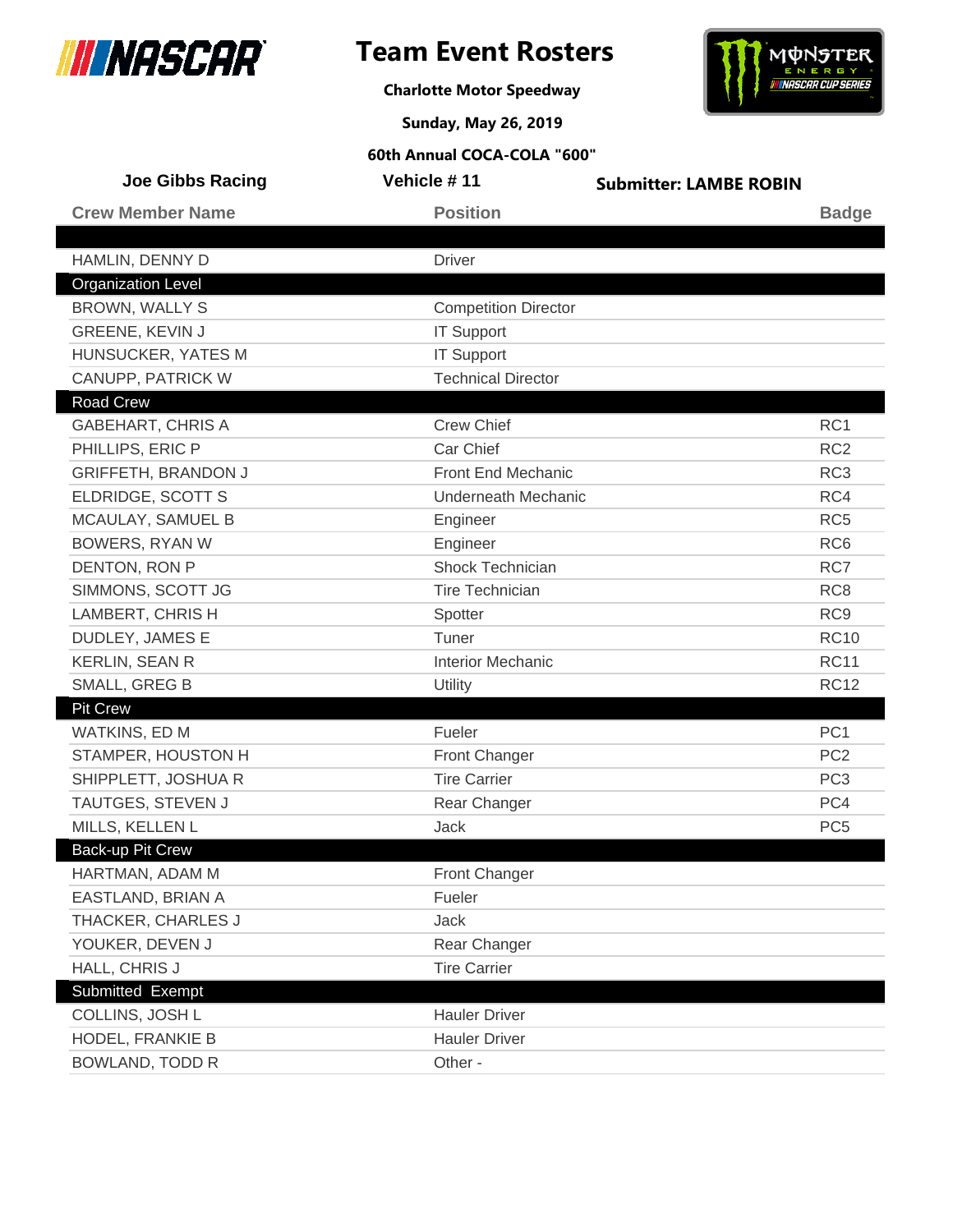# Team Event Rosters

**Charlotte Motor Speedway**

**Sunday, May 26, 2019**

**60th Annual COCA-COLA "600"**

**Joe Gibbs Racing** | **Vehicle # 11** | **Submitter: LAMBE ROBIN**

| Crew Member Name | Position | Badge |
|---|---|---|
| | | |
| HAMLIN, DENNY D | Driver | |
| **Organization Level** | | |
| BROWN, WALLY S | Competition Director | |
| GREENE, KEVIN J | IT Support | |
| HUNSUCKER, YATES M | IT Support | |
| CANUPP, PATRICK W | Technical Director | |
| **Road Crew** | | |
| GABEHART, CHRIS A | Crew Chief | RC1 |
| PHILLIPS, ERIC P | Car Chief | RC2 |
| GRIFFETH, BRANDON J | Front End Mechanic | RC3 |
| ELDRIDGE, SCOTT S | Underneath Mechanic | RC4 |
| MCAULAY, SAMUEL B | Engineer | RC5 |
| BOWERS, RYAN W | Engineer | RC6 |
| DENTON, RON P | Shock Technician | RC7 |
| SIMMONS, SCOTT JG | Tire Technician | RC8 |
| LAMBERT, CHRIS H | Spotter | RC9 |
| DUDLEY, JAMES E | Tuner | RC10 |
| KERLIN, SEAN R | Interior Mechanic | RC11 |
| SMALL, GREG B | Utility | RC12 |
| **Pit Crew** | | |
| WATKINS, ED M | Fueler | PC1 |
| STAMPER, HOUSTON H | Front Changer | PC2 |
| SHIPPLETT, JOSHUA R | Tire Carrier | PC3 |
| TAUTGES, STEVEN J | Rear Changer | PC4 |
| MILLS, KELLEN L | Jack | PC5 |
| **Back-up Pit Crew** | | |
| HARTMAN, ADAM M | Front Changer | |
| EASTLAND, BRIAN A | Fueler | |
| THACKER, CHARLES J | Jack | |
| YOUKER, DEVEN J | Rear Changer | |
| HALL, CHRIS J | Tire Carrier | |
| **Submitted Exempt** | | |
| COLLINS, JOSH L | Hauler Driver | |
| HODEL, FRANKIE B | Hauler Driver | |
| BOWLAND, TODD R | Other - | |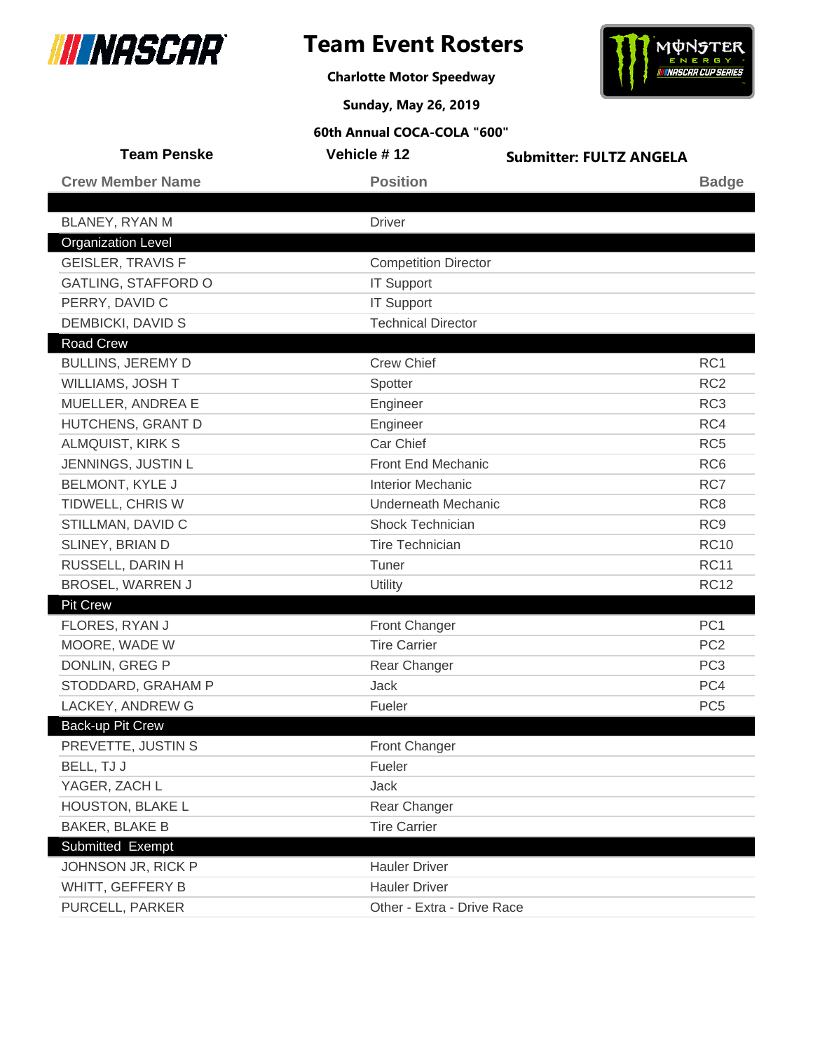# Team Event Rosters

**Charlotte Motor Speedway**

**Sunday, May 26, 2019**

**60th Annual COCA-COLA "600"**

**Team Penske** | **Vehicle # 12** | **Submitter: FULTZ ANGELA**

| Crew Member Name | Position | Badge |
|---|---|---|
| BLANEY, RYAN M | Driver | |
| **Organization Level** | | |
| GEISLER, TRAVIS F | Competition Director | |
| GATLING, STAFFORD O | IT Support | |
| PERRY, DAVID C | IT Support | |
| DEMBICKI, DAVID S | Technical Director | |
| **Road Crew** | | |
| BULLINS, JEREMY D | Crew Chief | RC1 |
| WILLIAMS, JOSH T | Spotter | RC2 |
| MUELLER, ANDREA E | Engineer | RC3 |
| HUTCHENS, GRANT D | Engineer | RC4 |
| ALMQUIST, KIRK S | Car Chief | RC5 |
| JENNINGS, JUSTIN L | Front End Mechanic | RC6 |
| BELMONT, KYLE J | Interior Mechanic | RC7 |
| TIDWELL, CHRIS W | Underneath Mechanic | RC8 |
| STILLMAN, DAVID C | Shock Technician | RC9 |
| SLINEY, BRIAN D | Tire Technician | RC10 |
| RUSSELL, DARIN H | Tuner | RC11 |
| BROSEL, WARREN J | Utility | RC12 |
| **Pit Crew** | | |
| FLORES, RYAN J | Front Changer | PC1 |
| MOORE, WADE W | Tire Carrier | PC2 |
| DONLIN, GREG P | Rear Changer | PC3 |
| STODDARD, GRAHAM P | Jack | PC4 |
| LACKEY, ANDREW G | Fueler | PC5 |
| **Back-up Pit Crew** | | |
| PREVETTE, JUSTIN S | Front Changer | |
| BELL, TJ J | Fueler | |
| YAGER, ZACH L | Jack | |
| HOUSTON, BLAKE L | Rear Changer | |
| BAKER, BLAKE B | Tire Carrier | |
| **Submitted Exempt** | | |
| JOHNSON JR, RICK P | Hauler Driver | |
| WHITT, GEFFERY B | Hauler Driver | |
| PURCELL, PARKER | Other - Extra - Drive Race | |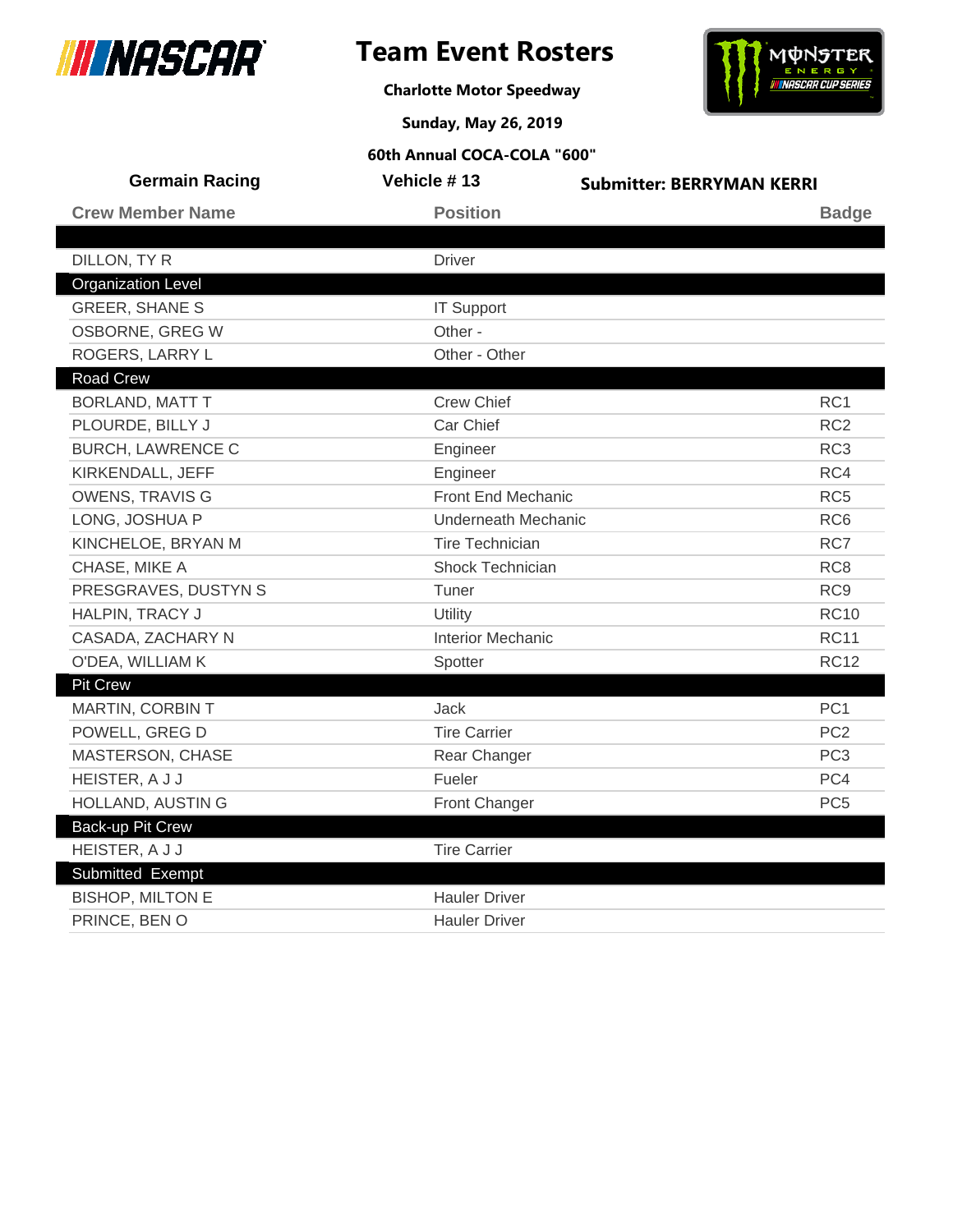# Team Event Rosters

**Charlotte Motor Speedway**

**Sunday, May 26, 2019**

**60th Annual COCA-COLA "600"**

**Germain Racing** | **Vehicle # 13** | **Submitter: BERRYMAN KERRI**

| Crew Member Name | Position | Badge |
| --- | --- | --- |
| DILLON, TY R | Driver | |
| **Organization Level** | | |
| GREER, SHANE S | IT Support | |
| OSBORNE, GREG W | Other - | |
| ROGERS, LARRY L | Other - Other | |
| **Road Crew** | | |
| BORLAND, MATT T | Crew Chief | RC1 |
| PLOURDE, BILLY J | Car Chief | RC2 |
| BURCH, LAWRENCE C | Engineer | RC3 |
| KIRKENDALL, JEFF | Engineer | RC4 |
| OWENS, TRAVIS G | Front End Mechanic | RC5 |
| LONG, JOSHUA P | Underneath Mechanic | RC6 |
| KINCHELOE, BRYAN M | Tire Technician | RC7 |
| CHASE, MIKE A | Shock Technician | RC8 |
| PRESGRAVES, DUSTYN S | Tuner | RC9 |
| HALPIN, TRACY J | Utility | RC10 |
| CASADA, ZACHARY N | Interior Mechanic | RC11 |
| O'DEA, WILLIAM K | Spotter | RC12 |
| **Pit Crew** | | |
| MARTIN, CORBIN T | Jack | PC1 |
| POWELL, GREG D | Tire Carrier | PC2 |
| MASTERSON, CHASE | Rear Changer | PC3 |
| HEISTER, A J J | Fueler | PC4 |
| HOLLAND, AUSTIN G | Front Changer | PC5 |
| **Back-up Pit Crew** | | |
| HEISTER, A J J | Tire Carrier | |
| **Submitted Exempt** | | |
| BISHOP, MILTON E | Hauler Driver | |
| PRINCE, BEN O | Hauler Driver | |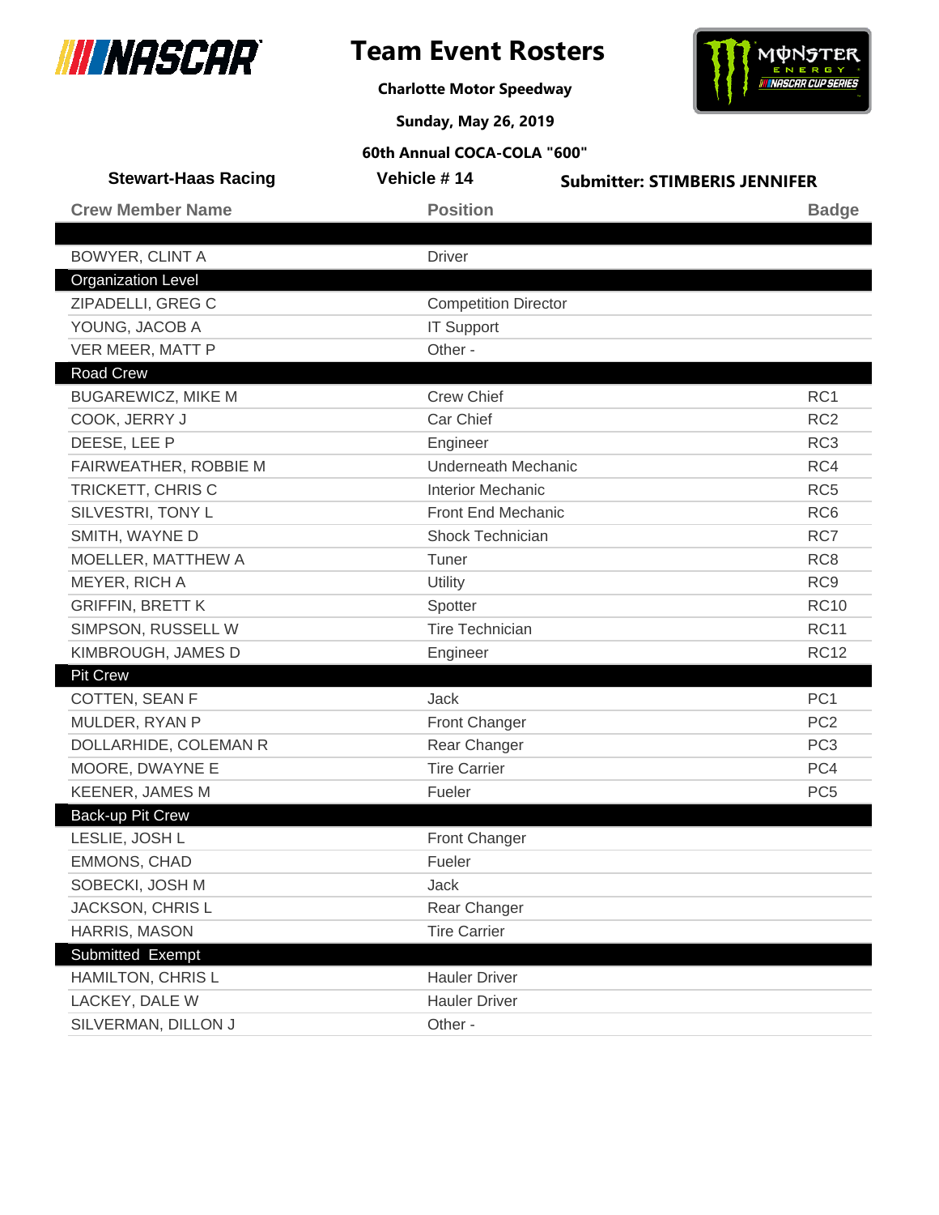# Team Event Rosters

**Charlotte Motor Speedway**

**Sunday, May 26, 2019**

**60th Annual COCA-COLA "600"**

**Stewart-Haas Racing** | **Vehicle # 14** | **Submitter: STIMBERIS JENNIFER**

| Crew Member Name | Position | Badge |
|---|---|---|
| | | |
| BOWYER, CLINT A | Driver | |
| **Organization Level** | | |
| ZIPADELLI, GREG C | Competition Director | |
| YOUNG, JACOB A | IT Support | |
| VER MEER, MATT P | Other - | |
| **Road Crew** | | |
| BUGAREWICZ, MIKE M | Crew Chief | RC1 |
| COOK, JERRY J | Car Chief | RC2 |
| DEESE, LEE P | Engineer | RC3 |
| FAIRWEATHER, ROBBIE M | Underneath Mechanic | RC4 |
| TRICKETT, CHRIS C | Interior Mechanic | RC5 |
| SILVESTRI, TONY L | Front End Mechanic | RC6 |
| SMITH, WAYNE D | Shock Technician | RC7 |
| MOELLER, MATTHEW A | Tuner | RC8 |
| MEYER, RICH A | Utility | RC9 |
| GRIFFIN, BRETT K | Spotter | RC10 |
| SIMPSON, RUSSELL W | Tire Technician | RC11 |
| KIMBROUGH, JAMES D | Engineer | RC12 |
| **Pit Crew** | | |
| COTTEN, SEAN F | Jack | PC1 |
| MULDER, RYAN P | Front Changer | PC2 |
| DOLLARHIDE, COLEMAN R | Rear Changer | PC3 |
| MOORE, DWAYNE E | Tire Carrier | PC4 |
| KEENER, JAMES M | Fueler | PC5 |
| **Back-up Pit Crew** | | |
| LESLIE, JOSH L | Front Changer | |
| EMMONS, CHAD | Fueler | |
| SOBECKI, JOSH M | Jack | |
| JACKSON, CHRIS L | Rear Changer | |
| HARRIS, MASON | Tire Carrier | |
| **Submitted Exempt** | | |
| HAMILTON, CHRIS L | Hauler Driver | |
| LACKEY, DALE W | Hauler Driver | |
| SILVERMAN, DILLON J | Other - | |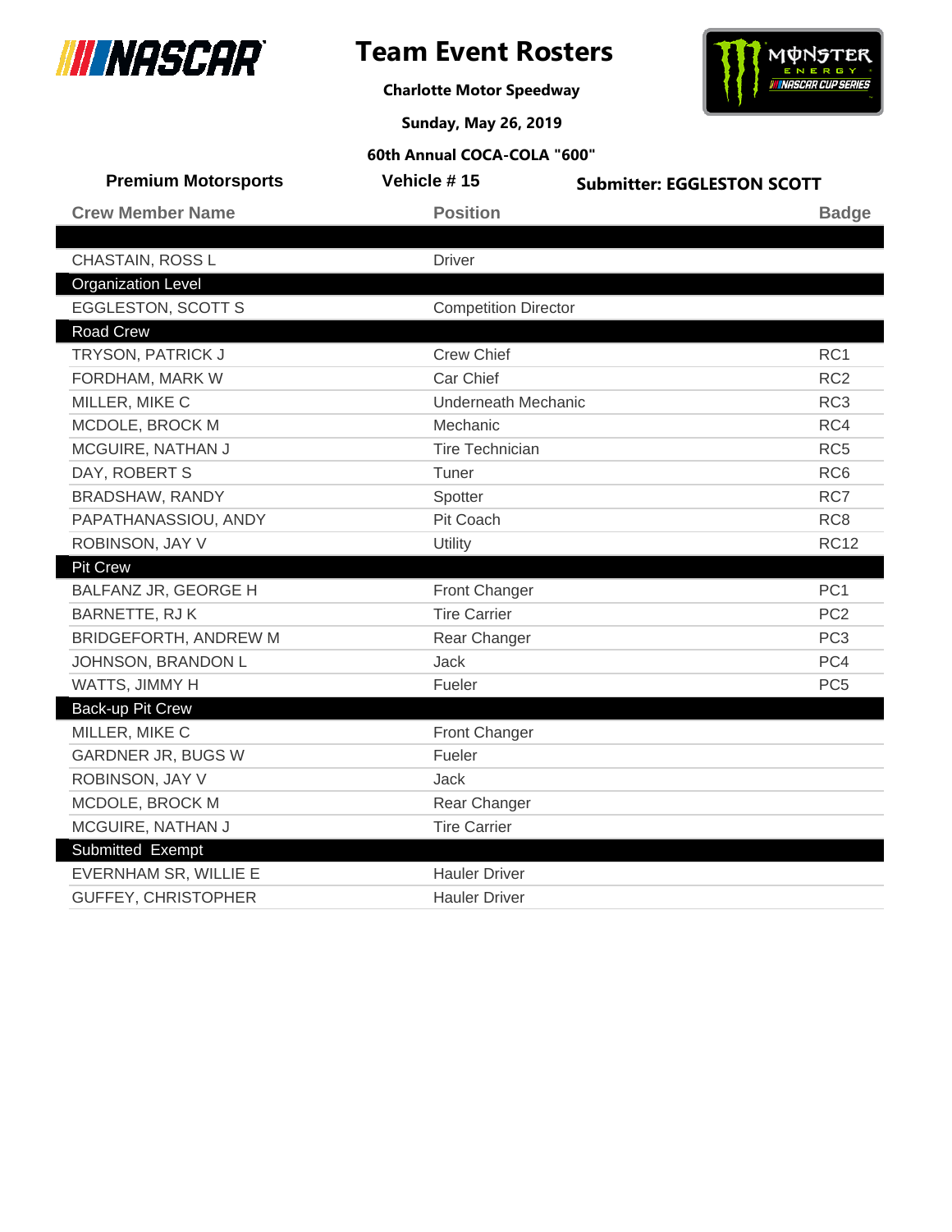# Team Event Rosters

**Charlotte Motor Speedway**

**Sunday, May 26, 2019**

**60th Annual COCA-COLA "600"**

**Premium Motorsports** | **Vehicle # 15** | **Submitter: EGGLESTON SCOTT**

| Crew Member Name | Position | Badge |
|---|---|---|
| | | |
| CHASTAIN, ROSS L | Driver | |
| **Organization Level** | | |
| EGGLESTON, SCOTT S | Competition Director | |
| **Road Crew** | | |
| TRYSON, PATRICK J | Crew Chief | RC1 |
| FORDHAM, MARK W | Car Chief | RC2 |
| MILLER, MIKE C | Underneath Mechanic | RC3 |
| MCDOLE, BROCK M | Mechanic | RC4 |
| MCGUIRE, NATHAN J | Tire Technician | RC5 |
| DAY, ROBERT S | Tuner | RC6 |
| BRADSHAW, RANDY | Spotter | RC7 |
| PAPATHANASSIOU, ANDY | Pit Coach | RC8 |
| ROBINSON, JAY V | Utility | RC12 |
| **Pit Crew** | | |
| BALFANZ JR, GEORGE H | Front Changer | PC1 |
| BARNETTE, RJ K | Tire Carrier | PC2 |
| BRIDGEFORTH, ANDREW M | Rear Changer | PC3 |
| JOHNSON, BRANDON L | Jack | PC4 |
| WATTS, JIMMY H | Fueler | PC5 |
| **Back-up Pit Crew** | | |
| MILLER, MIKE C | Front Changer | |
| GARDNER JR, BUGS W | Fueler | |
| ROBINSON, JAY V | Jack | |
| MCDOLE, BROCK M | Rear Changer | |
| MCGUIRE, NATHAN J | Tire Carrier | |
| **Submitted Exempt** | | |
| EVERNHAM SR, WILLIE E | Hauler Driver | |
| GUFFEY, CHRISTOPHER | Hauler Driver | |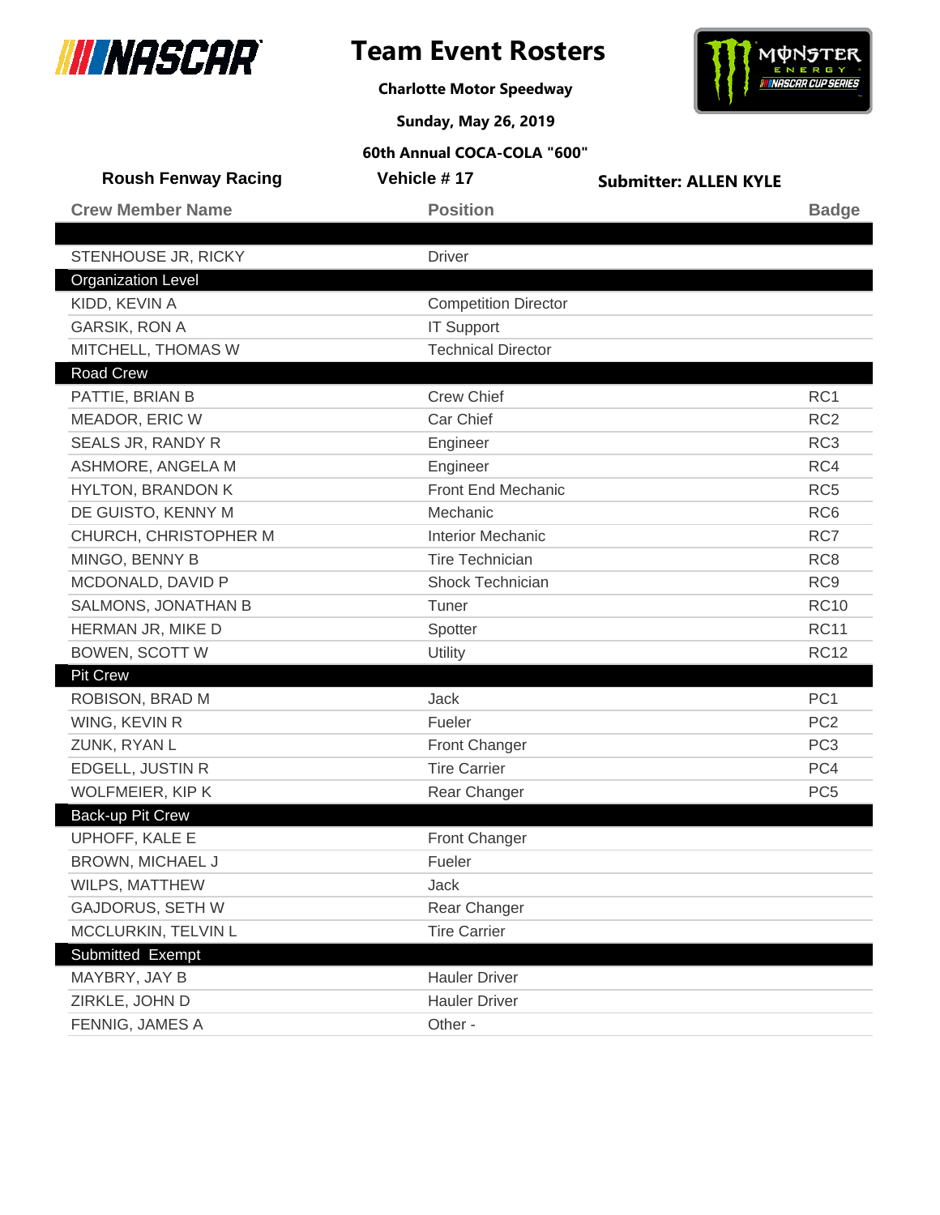# Team Event Rosters

**Charlotte Motor Speedway**

**Sunday, May 26, 2019**

**60th Annual COCA-COLA "600"**

**Roush Fenway Racing** | **Vehicle # 17** | **Submitter: ALLEN KYLE**

| Crew Member Name | Position | Badge |
|---|---|---|
| | | |
| STENHOUSE JR, RICKY | Driver | |
| **Organization Level** | | |
| KIDD, KEVIN A | Competition Director | |
| GARSIK, RON A | IT Support | |
| MITCHELL, THOMAS W | Technical Director | |
| **Road Crew** | | |
| PATTIE, BRIAN B | Crew Chief | RC1 |
| MEADOR, ERIC W | Car Chief | RC2 |
| SEALS JR, RANDY R | Engineer | RC3 |
| ASHMORE, ANGELA M | Engineer | RC4 |
| HYLTON, BRANDON K | Front End Mechanic | RC5 |
| DE GUISTO, KENNY M | Mechanic | RC6 |
| CHURCH, CHRISTOPHER M | Interior Mechanic | RC7 |
| MINGO, BENNY B | Tire Technician | RC8 |
| MCDONALD, DAVID P | Shock Technician | RC9 |
| SALMONS, JONATHAN B | Tuner | RC10 |
| HERMAN JR, MIKE D | Spotter | RC11 |
| BOWEN, SCOTT W | Utility | RC12 |
| **Pit Crew** | | |
| ROBISON, BRAD M | Jack | PC1 |
| WING, KEVIN R | Fueler | PC2 |
| ZUNK, RYAN L | Front Changer | PC3 |
| EDGELL, JUSTIN R | Tire Carrier | PC4 |
| WOLFMEIER, KIP K | Rear Changer | PC5 |
| **Back-up Pit Crew** | | |
| UPHOFF, KALE E | Front Changer | |
| BROWN, MICHAEL J | Fueler | |
| WILPS, MATTHEW | Jack | |
| GAJDORUS, SETH W | Rear Changer | |
| MCCLURKIN, TELVIN L | Tire Carrier | |
| **Submitted Exempt** | | |
| MAYBRY, JAY B | Hauler Driver | |
| ZIRKLE, JOHN D | Hauler Driver | |
| FENNIG, JAMES A | Other - | |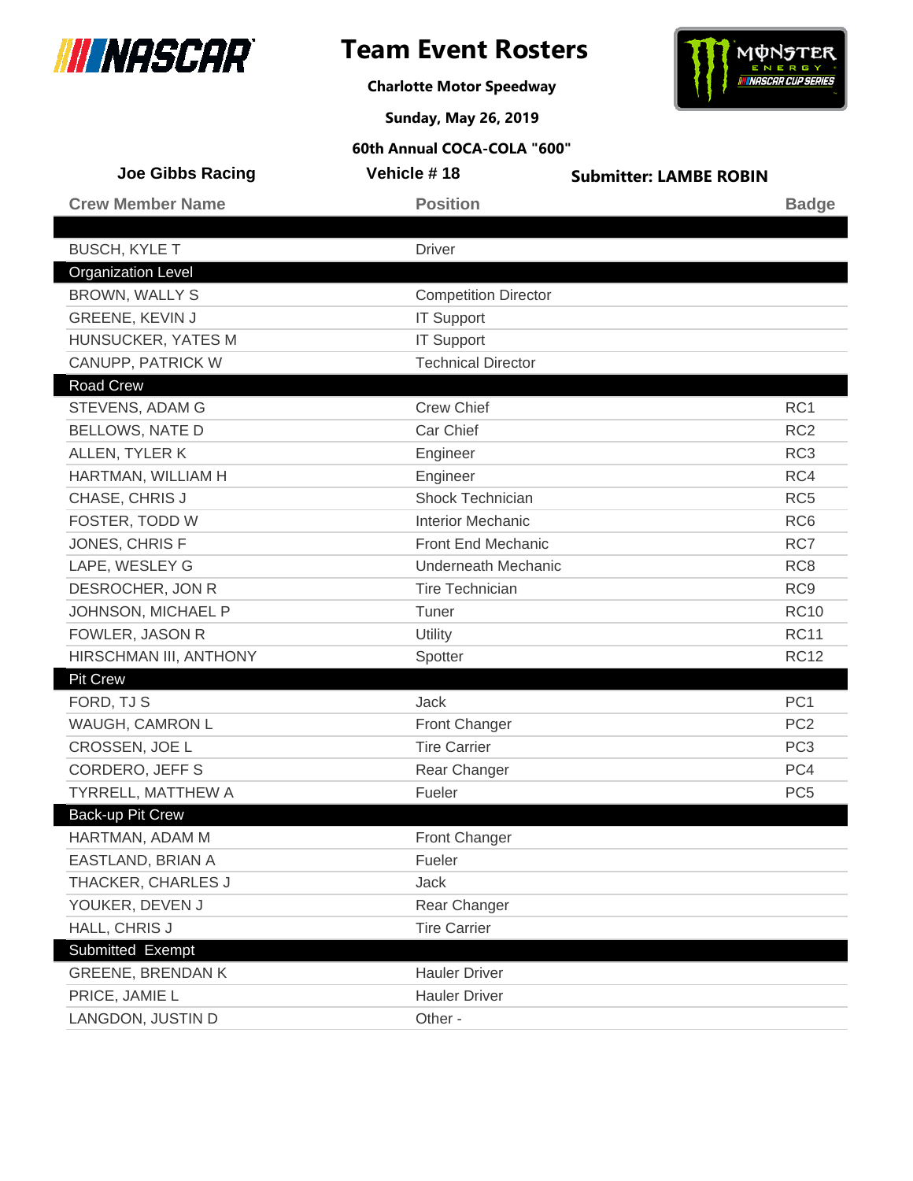# Team Event Rosters

**Charlotte Motor Speedway**

**Sunday, May 26, 2019**

**60th Annual COCA-COLA "600"**

**Joe Gibbs Racing** | **Vehicle # 18** | **Submitter: LAMBE ROBIN**

| Crew Member Name | Position | Badge |
|---|---|---|
| | | |
| BUSCH, KYLE T | Driver | |
| **Organization Level** | | |
| BROWN, WALLY S | Competition Director | |
| GREENE, KEVIN J | IT Support | |
| HUNSUCKER, YATES M | IT Support | |
| CANUPP, PATRICK W | Technical Director | |
| **Road Crew** | | |
| STEVENS, ADAM G | Crew Chief | RC1 |
| BELLOWS, NATE D | Car Chief | RC2 |
| ALLEN, TYLER K | Engineer | RC3 |
| HARTMAN, WILLIAM H | Engineer | RC4 |
| CHASE, CHRIS J | Shock Technician | RC5 |
| FOSTER, TODD W | Interior Mechanic | RC6 |
| JONES, CHRIS F | Front End Mechanic | RC7 |
| LAPE, WESLEY G | Underneath Mechanic | RC8 |
| DESROCHER, JON R | Tire Technician | RC9 |
| JOHNSON, MICHAEL P | Tuner | RC10 |
| FOWLER, JASON R | Utility | RC11 |
| HIRSCHMAN III, ANTHONY | Spotter | RC12 |
| **Pit Crew** | | |
| FORD, TJ S | Jack | PC1 |
| WAUGH, CAMRON L | Front Changer | PC2 |
| CROSSEN, JOE L | Tire Carrier | PC3 |
| CORDERO, JEFF S | Rear Changer | PC4 |
| TYRRELL, MATTHEW A | Fueler | PC5 |
| **Back-up Pit Crew** | | |
| HARTMAN, ADAM M | Front Changer | |
| EASTLAND, BRIAN A | Fueler | |
| THACKER, CHARLES J | Jack | |
| YOUKER, DEVEN J | Rear Changer | |
| HALL, CHRIS J | Tire Carrier | |
| **Submitted Exempt** | | |
| GREENE, BRENDAN K | Hauler Driver | |
| PRICE, JAMIE L | Hauler Driver | |
| LANGDON, JUSTIN D | Other - | |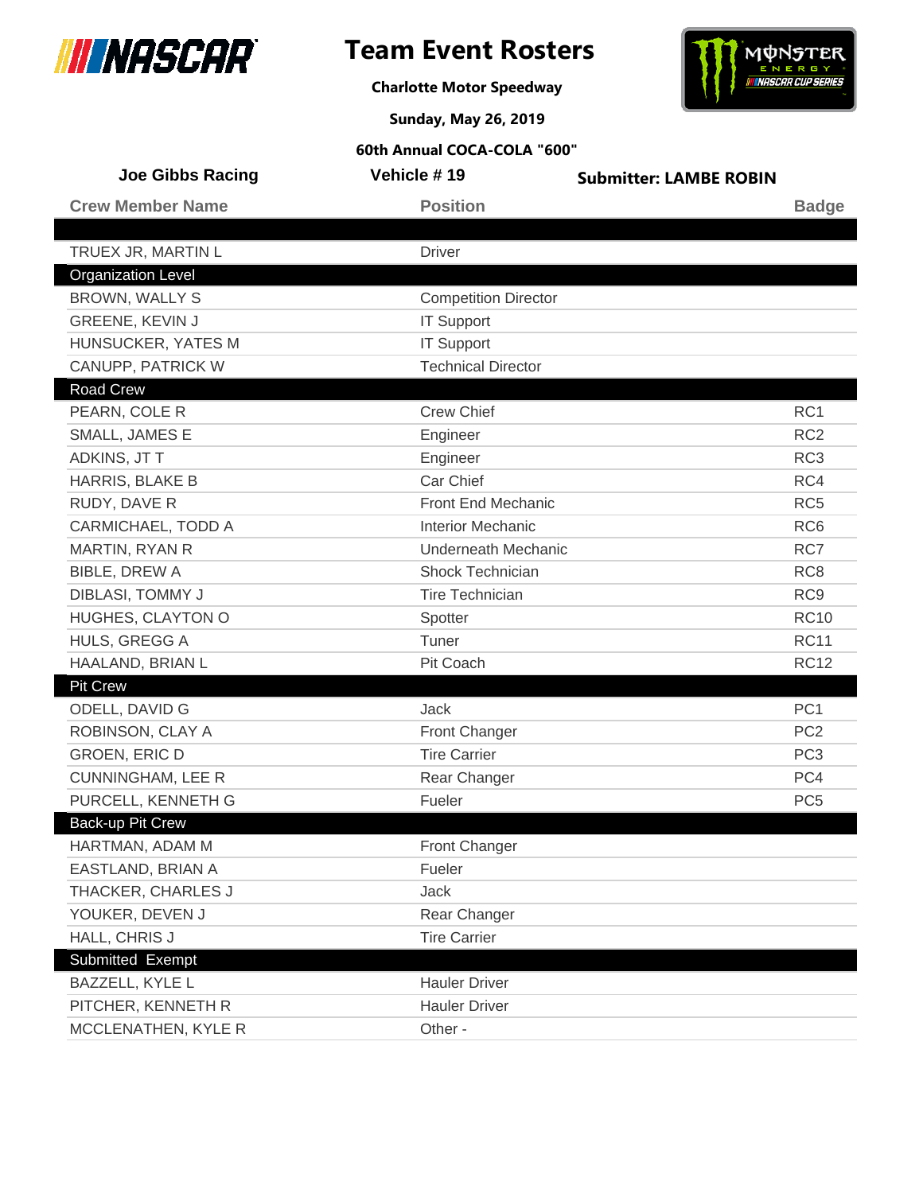# Team Event Rosters

**Charlotte Motor Speedway**

**Sunday, May 26, 2019**

**60th Annual COCA-COLA "600"**

**Joe Gibbs Racing** | **Vehicle # 19** | **Submitter: LAMBE ROBIN**

| Crew Member Name | Position | Badge |
|---|---|---|
| | | |
| TRUEX JR, MARTIN L | Driver | |
| **Organization Level** | | |
| BROWN, WALLY S | Competition Director | |
| GREENE, KEVIN J | IT Support | |
| HUNSUCKER, YATES M | IT Support | |
| CANUPP, PATRICK W | Technical Director | |
| **Road Crew** | | |
| PEARN, COLE R | Crew Chief | RC1 |
| SMALL, JAMES E | Engineer | RC2 |
| ADKINS, JT T | Engineer | RC3 |
| HARRIS, BLAKE B | Car Chief | RC4 |
| RUDY, DAVE R | Front End Mechanic | RC5 |
| CARMICHAEL, TODD A | Interior Mechanic | RC6 |
| MARTIN, RYAN R | Underneath Mechanic | RC7 |
| BIBLE, DREW A | Shock Technician | RC8 |
| DIBLASI, TOMMY J | Tire Technician | RC9 |
| HUGHES, CLAYTON O | Spotter | RC10 |
| HULS, GREGG A | Tuner | RC11 |
| HAALAND, BRIAN L | Pit Coach | RC12 |
| **Pit Crew** | | |
| ODELL, DAVID G | Jack | PC1 |
| ROBINSON, CLAY A | Front Changer | PC2 |
| GROEN, ERIC D | Tire Carrier | PC3 |
| CUNNINGHAM, LEE R | Rear Changer | PC4 |
| PURCELL, KENNETH G | Fueler | PC5 |
| **Back-up Pit Crew** | | |
| HARTMAN, ADAM M | Front Changer | |
| EASTLAND, BRIAN A | Fueler | |
| THACKER, CHARLES J | Jack | |
| YOUKER, DEVEN J | Rear Changer | |
| HALL, CHRIS J | Tire Carrier | |
| **Submitted Exempt** | | |
| BAZZELL, KYLE L | Hauler Driver | |
| PITCHER, KENNETH R | Hauler Driver | |
| MCCLENATHEN, KYLE R | Other - | |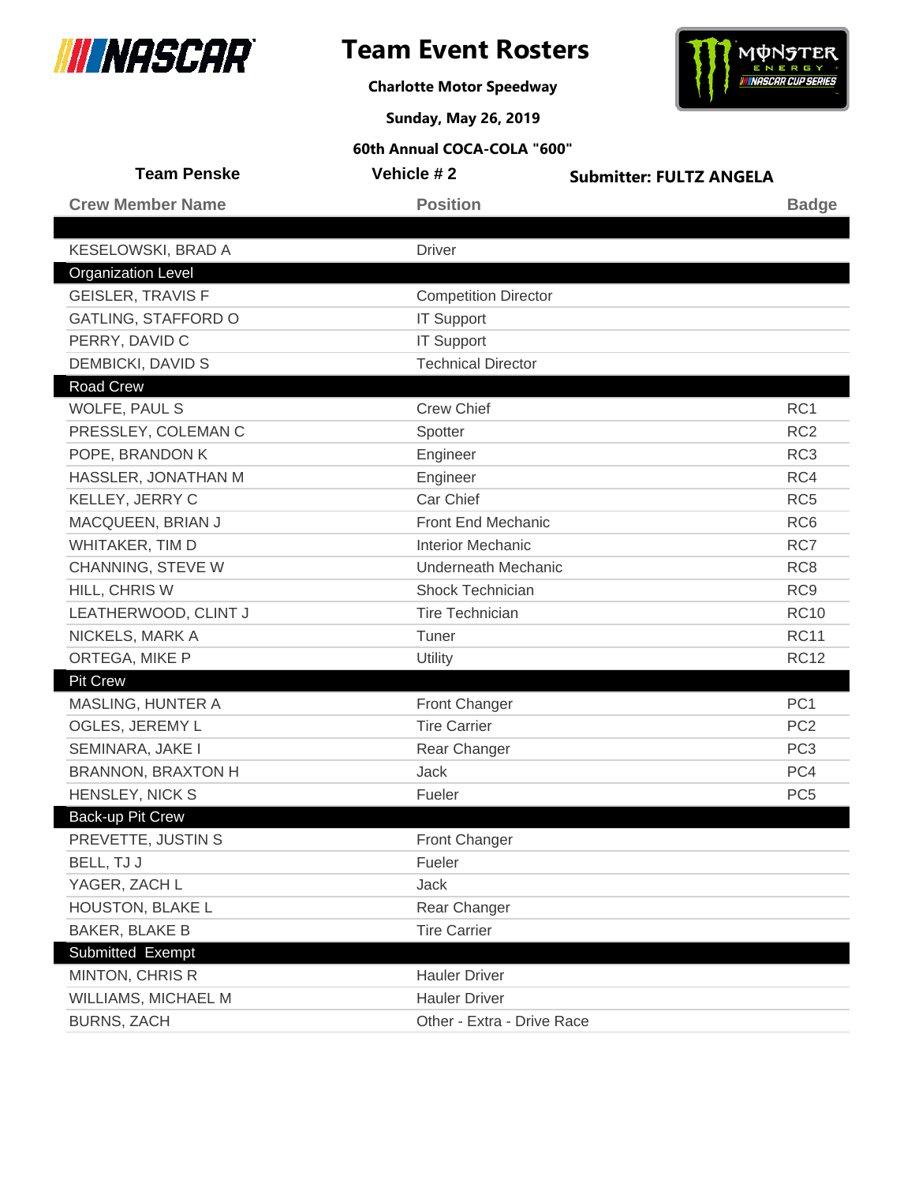# Team Event Rosters

**Charlotte Motor Speedway**

**Sunday, May 26, 2019**

**60th Annual COCA-COLA "600"**

**Team Penske** | **Vehicle # 2** | **Submitter: FULTZ ANGELA**

| Crew Member Name | Position | Badge |
|---|---|---|
| KESELOWSKI, BRAD A | Driver | |
| **Organization Level** | | |
| GEISLER, TRAVIS F | Competition Director | |
| GATLING, STAFFORD O | IT Support | |
| PERRY, DAVID C | IT Support | |
| DEMBICKI, DAVID S | Technical Director | |
| **Road Crew** | | |
| WOLFE, PAUL S | Crew Chief | RC1 |
| PRESSLEY, COLEMAN C | Spotter | RC2 |
| POPE, BRANDON K | Engineer | RC3 |
| HASSLER, JONATHAN M | Engineer | RC4 |
| KELLEY, JERRY C | Car Chief | RC5 |
| MACQUEEN, BRIAN J | Front End Mechanic | RC6 |
| WHITAKER, TIM D | Interior Mechanic | RC7 |
| CHANNING, STEVE W | Underneath Mechanic | RC8 |
| HILL, CHRIS W | Shock Technician | RC9 |
| LEATHERWOOD, CLINT J | Tire Technician | RC10 |
| NICKELS, MARK A | Tuner | RC11 |
| ORTEGA, MIKE P | Utility | RC12 |
| **Pit Crew** | | |
| MASLING, HUNTER A | Front Changer | PC1 |
| OGLES, JEREMY L | Tire Carrier | PC2 |
| SEMINARA, JAKE I | Rear Changer | PC3 |
| BRANNON, BRAXTON H | Jack | PC4 |
| HENSLEY, NICK S | Fueler | PC5 |
| **Back-up Pit Crew** | | |
| PREVETTE, JUSTIN S | Front Changer | |
| BELL, TJ J | Fueler | |
| YAGER, ZACH L | Jack | |
| HOUSTON, BLAKE L | Rear Changer | |
| BAKER, BLAKE B | Tire Carrier | |
| **Submitted Exempt** | | |
| MINTON, CHRIS R | Hauler Driver | |
| WILLIAMS, MICHAEL M | Hauler Driver | |
| BURNS, ZACH | Other - Extra - Drive Race | |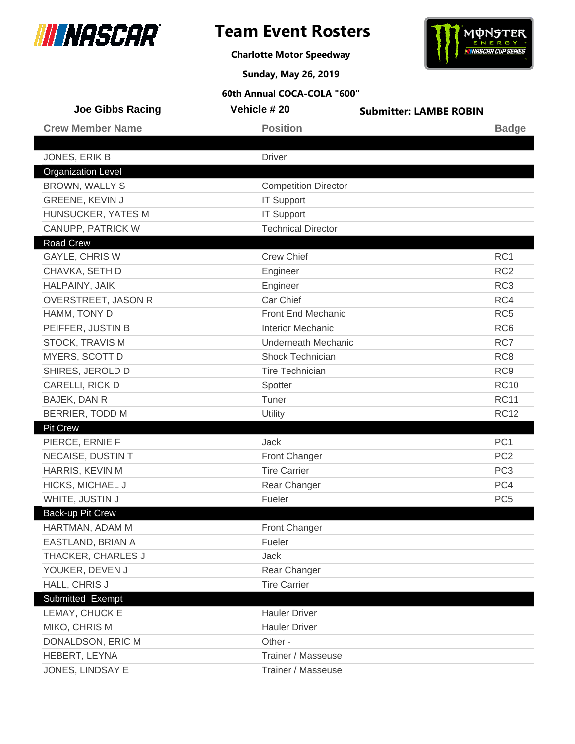# Team Event Rosters

**Charlotte Motor Speedway**

**Sunday, May 26, 2019**

**60th Annual COCA-COLA "600"**

**Joe Gibbs Racing** | **Vehicle # 20** | **Submitter: LAMBE ROBIN**

| Crew Member Name | Position | Badge |
|---|---|---|
| | | |
| JONES, ERIK B | Driver | |
| **Organization Level** | | |
| BROWN, WALLY S | Competition Director | |
| GREENE, KEVIN J | IT Support | |
| HUNSUCKER, YATES M | IT Support | |
| CANUPP, PATRICK W | Technical Director | |
| **Road Crew** | | |
| GAYLE, CHRIS W | Crew Chief | RC1 |
| CHAVKA, SETH D | Engineer | RC2 |
| HALPAINY, JAIK | Engineer | RC3 |
| OVERSTREET, JASON R | Car Chief | RC4 |
| HAMM, TONY D | Front End Mechanic | RC5 |
| PEIFFER, JUSTIN B | Interior Mechanic | RC6 |
| STOCK, TRAVIS M | Underneath Mechanic | RC7 |
| MYERS, SCOTT D | Shock Technician | RC8 |
| SHIRES, JEROLD D | Tire Technician | RC9 |
| CARELLI, RICK D | Spotter | RC10 |
| BAJEK, DAN R | Tuner | RC11 |
| BERRIER, TODD M | Utility | RC12 |
| **Pit Crew** | | |
| PIERCE, ERNIE F | Jack | PC1 |
| NECAISE, DUSTIN T | Front Changer | PC2 |
| HARRIS, KEVIN M | Tire Carrier | PC3 |
| HICKS, MICHAEL J | Rear Changer | PC4 |
| WHITE, JUSTIN J | Fueler | PC5 |
| **Back-up Pit Crew** | | |
| HARTMAN, ADAM M | Front Changer | |
| EASTLAND, BRIAN A | Fueler | |
| THACKER, CHARLES J | Jack | |
| YOUKER, DEVEN J | Rear Changer | |
| HALL, CHRIS J | Tire Carrier | |
| **Submitted Exempt** | | |
| LEMAY, CHUCK E | Hauler Driver | |
| MIKO, CHRIS M | Hauler Driver | |
| DONALDSON, ERIC M | Other - | |
| HEBERT, LEYNA | Trainer / Masseuse | |
| JONES, LINDSAY E | Trainer / Masseuse | |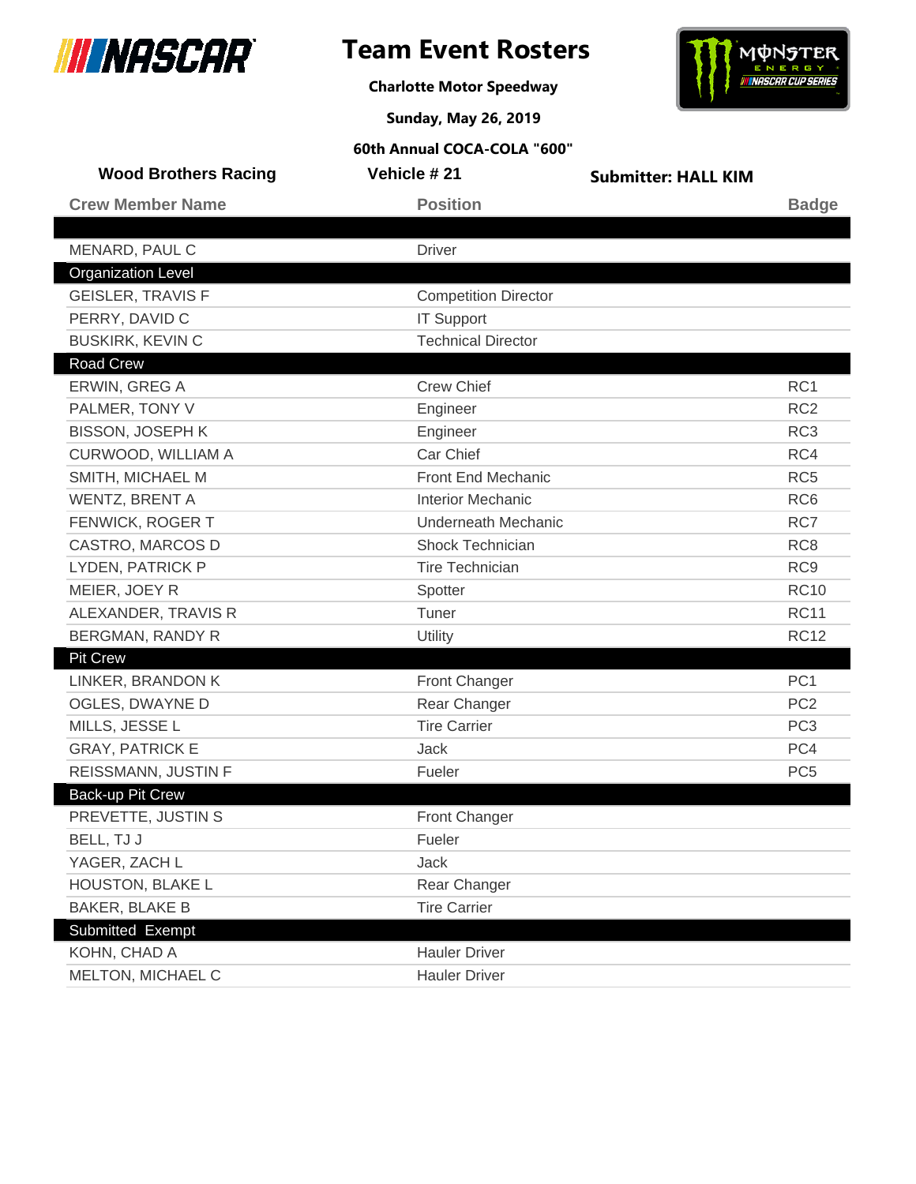# Team Event Rosters

**Charlotte Motor Speedway**

**Sunday, May 26, 2019**

**60th Annual COCA-COLA "600"**

**Wood Brothers Racing** | **Vehicle # 21** | **Submitter: HALL KIM**

| Crew Member Name | Position | Badge |
|---|---|---|
| MENARD, PAUL C | Driver | |
| **Organization Level** | | |
| GEISLER, TRAVIS F | Competition Director | |
| PERRY, DAVID C | IT Support | |
| BUSKIRK, KEVIN C | Technical Director | |
| **Road Crew** | | |
| ERWIN, GREG A | Crew Chief | RC1 |
| PALMER, TONY V | Engineer | RC2 |
| BISSON, JOSEPH K | Engineer | RC3 |
| CURWOOD, WILLIAM A | Car Chief | RC4 |
| SMITH, MICHAEL M | Front End Mechanic | RC5 |
| WENTZ, BRENT A | Interior Mechanic | RC6 |
| FENWICK, ROGER T | Underneath Mechanic | RC7 |
| CASTRO, MARCOS D | Shock Technician | RC8 |
| LYDEN, PATRICK P | Tire Technician | RC9 |
| MEIER, JOEY R | Spotter | RC10 |
| ALEXANDER, TRAVIS R | Tuner | RC11 |
| BERGMAN, RANDY R | Utility | RC12 |
| **Pit Crew** | | |
| LINKER, BRANDON K | Front Changer | PC1 |
| OGLES, DWAYNE D | Rear Changer | PC2 |
| MILLS, JESSE L | Tire Carrier | PC3 |
| GRAY, PATRICK E | Jack | PC4 |
| REISSMANN, JUSTIN F | Fueler | PC5 |
| **Back-up Pit Crew** | | |
| PREVETTE, JUSTIN S | Front Changer | |
| BELL, TJ J | Fueler | |
| YAGER, ZACH L | Jack | |
| HOUSTON, BLAKE L | Rear Changer | |
| BAKER, BLAKE B | Tire Carrier | |
| **Submitted Exempt** | | |
| KOHN, CHAD A | Hauler Driver | |
| MELTON, MICHAEL C | Hauler Driver | |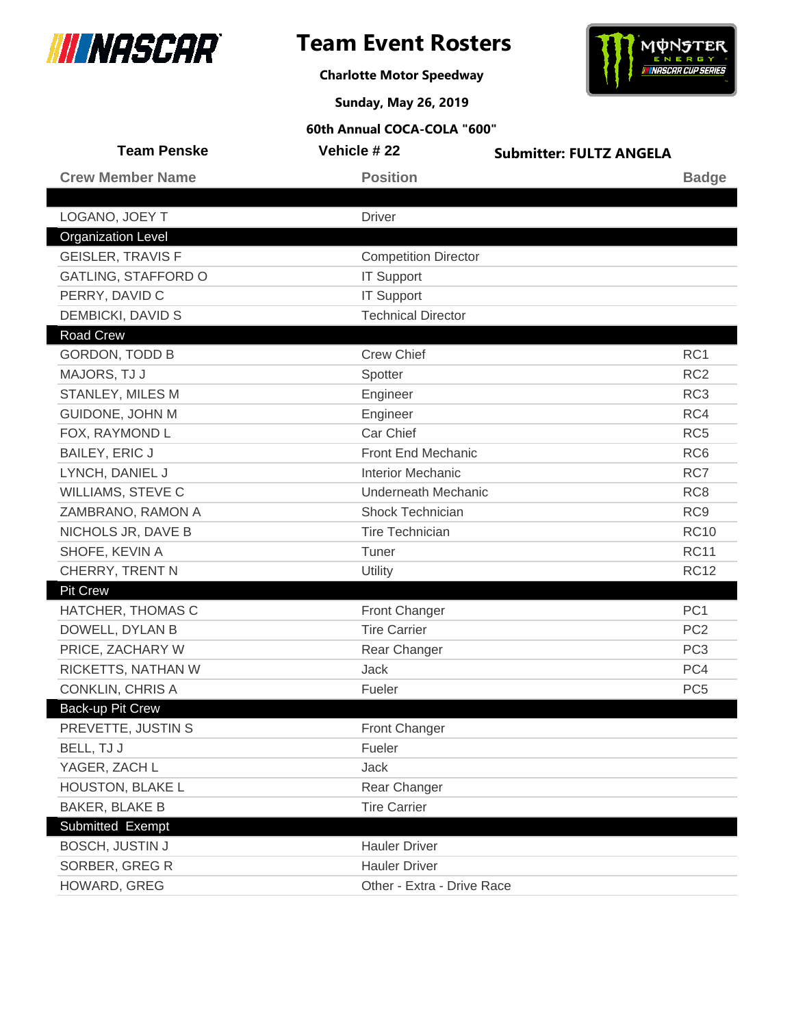# Team Event Rosters

**Charlotte Motor Speedway**

**Sunday, May 26, 2019**

**60th Annual COCA-COLA "600"**

**Team Penske** | **Vehicle # 22** | **Submitter: FULTZ ANGELA**

| Crew Member Name | Position | Badge |
|---|---|---|
| LOGANO, JOEY T | Driver | |
| **Organization Level** | | |
| GEISLER, TRAVIS F | Competition Director | |
| GATLING, STAFFORD O | IT Support | |
| PERRY, DAVID C | IT Support | |
| DEMBICKI, DAVID S | Technical Director | |
| **Road Crew** | | |
| GORDON, TODD B | Crew Chief | RC1 |
| MAJORS, TJ J | Spotter | RC2 |
| STANLEY, MILES M | Engineer | RC3 |
| GUIDONE, JOHN M | Engineer | RC4 |
| FOX, RAYMOND L | Car Chief | RC5 |
| BAILEY, ERIC J | Front End Mechanic | RC6 |
| LYNCH, DANIEL J | Interior Mechanic | RC7 |
| WILLIAMS, STEVE C | Underneath Mechanic | RC8 |
| ZAMBRANO, RAMON A | Shock Technician | RC9 |
| NICHOLS JR, DAVE B | Tire Technician | RC10 |
| SHOFE, KEVIN A | Tuner | RC11 |
| CHERRY, TRENT N | Utility | RC12 |
| **Pit Crew** | | |
| HATCHER, THOMAS C | Front Changer | PC1 |
| DOWELL, DYLAN B | Tire Carrier | PC2 |
| PRICE, ZACHARY W | Rear Changer | PC3 |
| RICKETTS, NATHAN W | Jack | PC4 |
| CONKLIN, CHRIS A | Fueler | PC5 |
| **Back-up Pit Crew** | | |
| PREVETTE, JUSTIN S | Front Changer | |
| BELL, TJ J | Fueler | |
| YAGER, ZACH L | Jack | |
| HOUSTON, BLAKE L | Rear Changer | |
| BAKER, BLAKE B | Tire Carrier | |
| **Submitted Exempt** | | |
| BOSCH, JUSTIN J | Hauler Driver | |
| SORBER, GREG R | Hauler Driver | |
| HOWARD, GREG | Other - Extra - Drive Race | |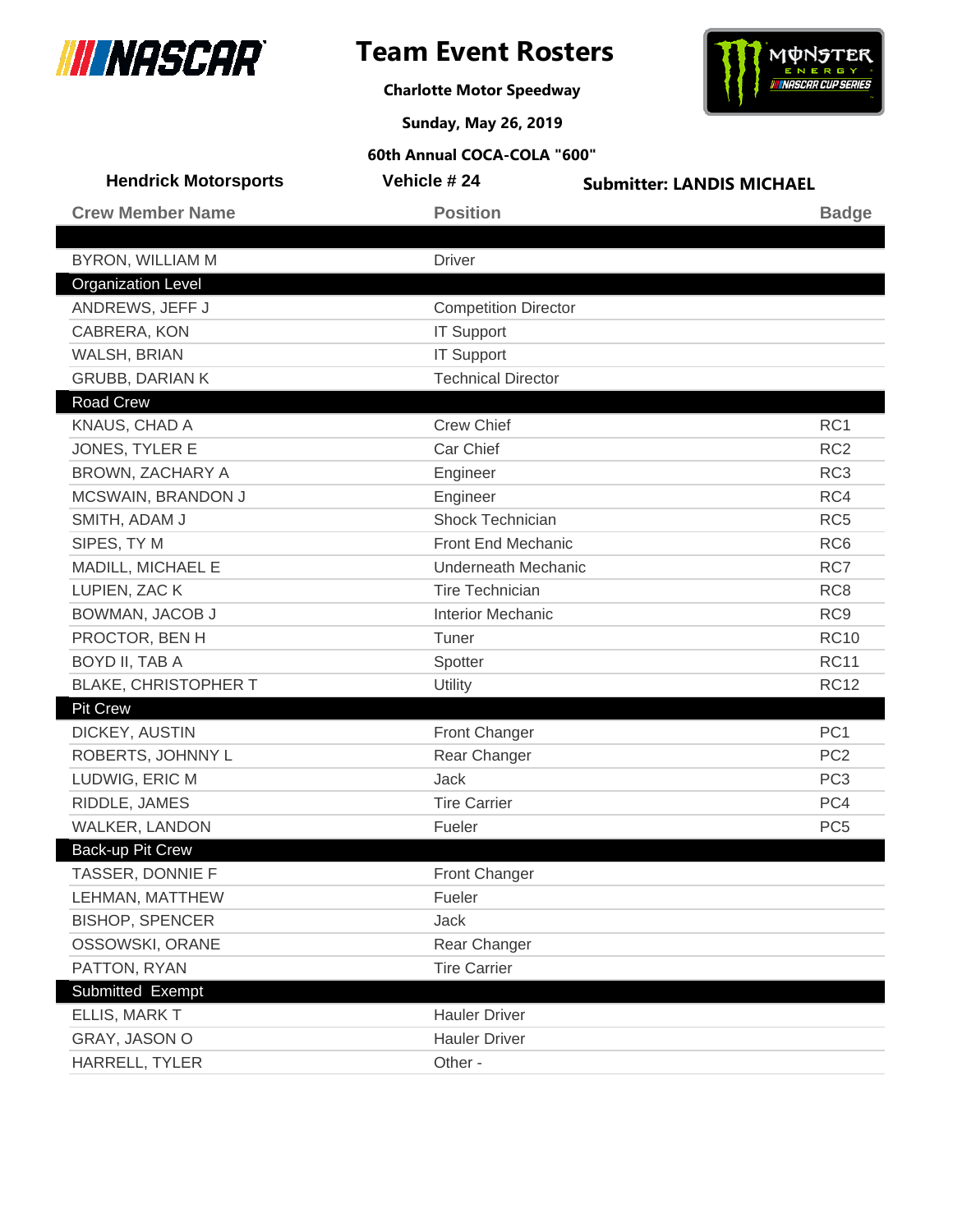# Team Event Rosters

**Charlotte Motor Speedway**

**Sunday, May 26, 2019**

**60th Annual COCA-COLA "600"**

**Hendrick Motorsports** | **Vehicle # 24** | **Submitter: LANDIS MICHAEL**

| Crew Member Name | Position | Badge |
|---|---|---|
| | | |
| BYRON, WILLIAM M | Driver | |
| **Organization Level** | | |
| ANDREWS, JEFF J | Competition Director | |
| CABRERA, KON | IT Support | |
| WALSH, BRIAN | IT Support | |
| GRUBB, DARIAN K | Technical Director | |
| **Road Crew** | | |
| KNAUS, CHAD A | Crew Chief | RC1 |
| JONES, TYLER E | Car Chief | RC2 |
| BROWN, ZACHARY A | Engineer | RC3 |
| MCSWAIN, BRANDON J | Engineer | RC4 |
| SMITH, ADAM J | Shock Technician | RC5 |
| SIPES, TY M | Front End Mechanic | RC6 |
| MADILL, MICHAEL E | Underneath Mechanic | RC7 |
| LUPIEN, ZAC K | Tire Technician | RC8 |
| BOWMAN, JACOB J | Interior Mechanic | RC9 |
| PROCTOR, BEN H | Tuner | RC10 |
| BOYD II, TAB A | Spotter | RC11 |
| BLAKE, CHRISTOPHER T | Utility | RC12 |
| **Pit Crew** | | |
| DICKEY, AUSTIN | Front Changer | PC1 |
| ROBERTS, JOHNNY L | Rear Changer | PC2 |
| LUDWIG, ERIC M | Jack | PC3 |
| RIDDLE, JAMES | Tire Carrier | PC4 |
| WALKER, LANDON | Fueler | PC5 |
| **Back-up Pit Crew** | | |
| TASSER, DONNIE F | Front Changer | |
| LEHMAN, MATTHEW | Fueler | |
| BISHOP, SPENCER | Jack | |
| OSSOWSKI, ORANE | Rear Changer | |
| PATTON, RYAN | Tire Carrier | |
| **Submitted Exempt** | | |
| ELLIS, MARK T | Hauler Driver | |
| GRAY, JASON O | Hauler Driver | |
| HARRELL, TYLER | Other - | |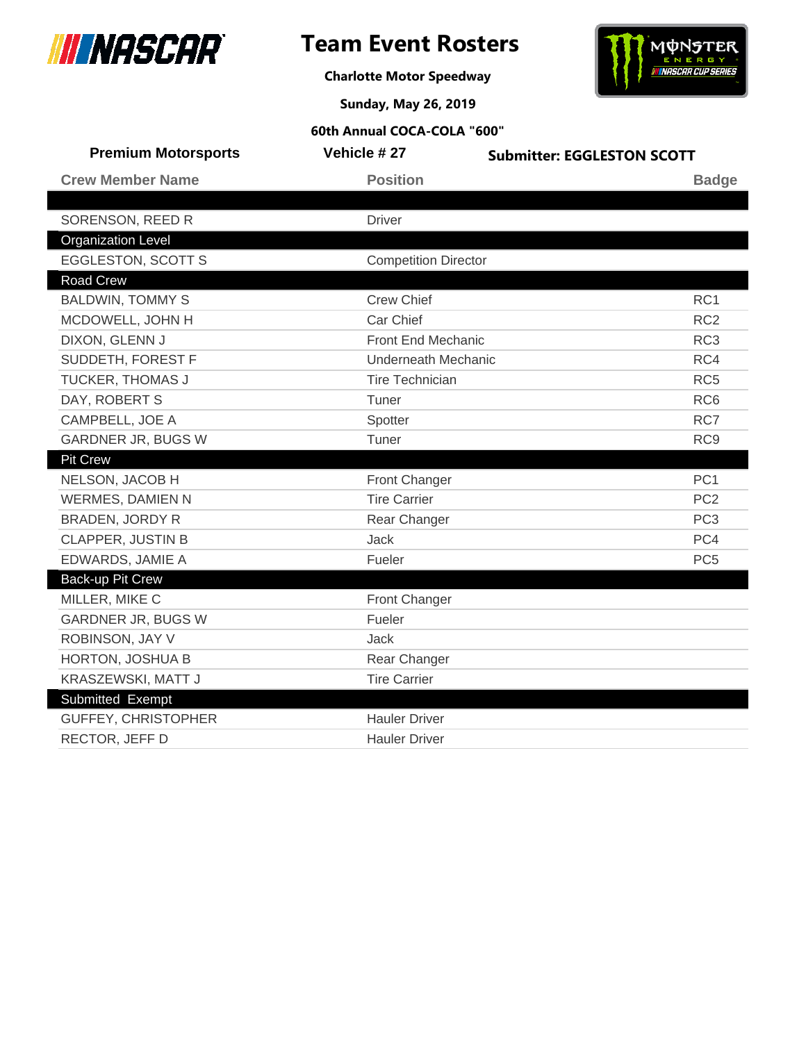# Team Event Rosters

**Charlotte Motor Speedway**

**Sunday, May 26, 2019**

**60th Annual COCA-COLA "600"**

**Premium Motorsports** | **Vehicle # 27** | **Submitter: EGGLESTON SCOTT**

| Crew Member Name | Position | Badge |
|---|---|---|
| | | |
| SORENSON, REED R | Driver | |
| **Organization Level** | | |
| EGGLESTON, SCOTT S | Competition Director | |
| **Road Crew** | | |
| BALDWIN, TOMMY S | Crew Chief | RC1 |
| MCDOWELL, JOHN H | Car Chief | RC2 |
| DIXON, GLENN J | Front End Mechanic | RC3 |
| SUDDETH, FOREST F | Underneath Mechanic | RC4 |
| TUCKER, THOMAS J | Tire Technician | RC5 |
| DAY, ROBERT S | Tuner | RC6 |
| CAMPBELL, JOE A | Spotter | RC7 |
| GARDNER JR, BUGS W | Tuner | RC9 |
| **Pit Crew** | | |
| NELSON, JACOB H | Front Changer | PC1 |
| WERMES, DAMIEN N | Tire Carrier | PC2 |
| BRADEN, JORDY R | Rear Changer | PC3 |
| CLAPPER, JUSTIN B | Jack | PC4 |
| EDWARDS, JAMIE A | Fueler | PC5 |
| **Back-up Pit Crew** | | |
| MILLER, MIKE C | Front Changer | |
| GARDNER JR, BUGS W | Fueler | |
| ROBINSON, JAY V | Jack | |
| HORTON, JOSHUA B | Rear Changer | |
| KRASZEWSKI, MATT J | Tire Carrier | |
| **Submitted Exempt** | | |
| GUFFEY, CHRISTOPHER | Hauler Driver | |
| RECTOR, JEFF D | Hauler Driver | |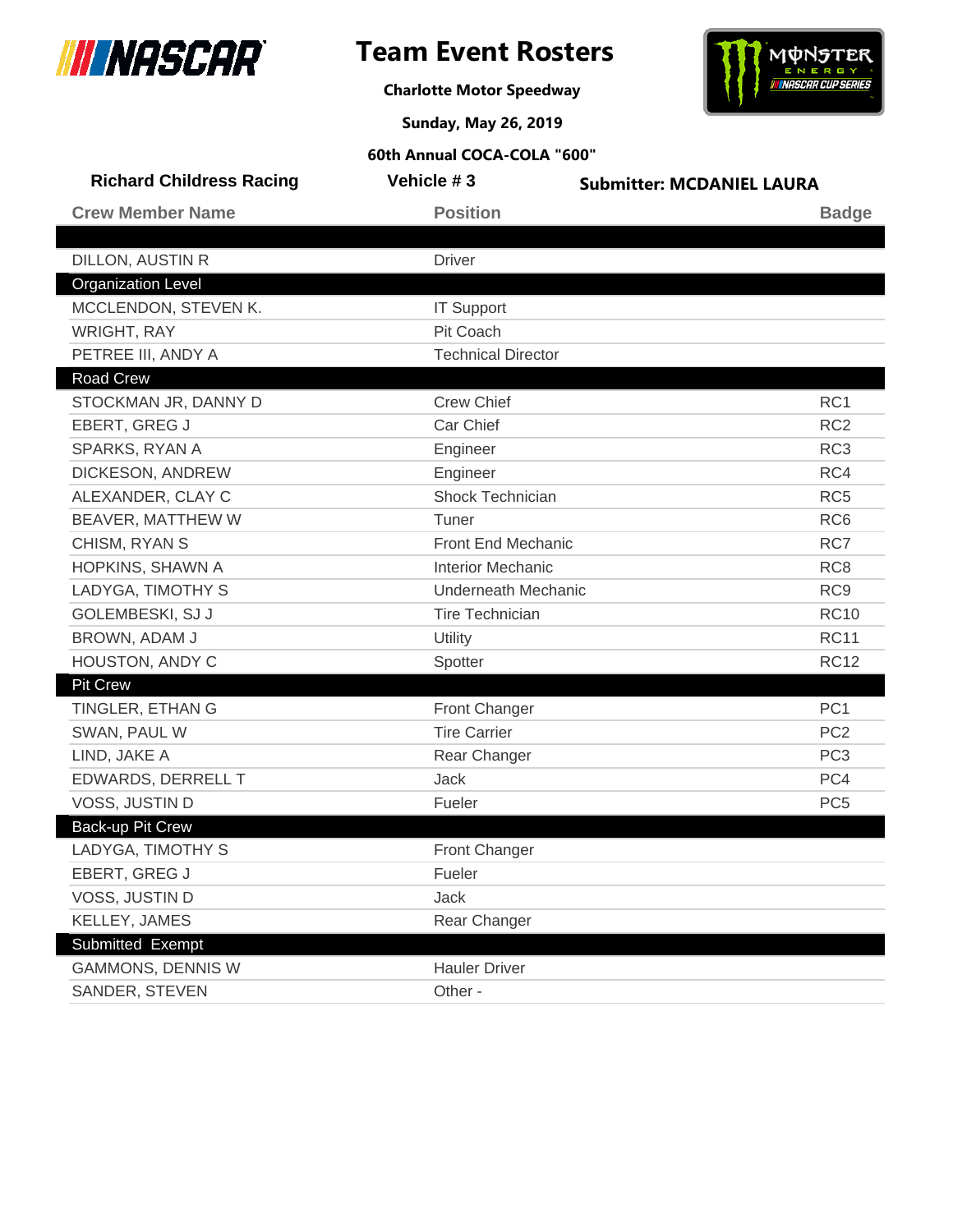# Team Event Rosters

**Charlotte Motor Speedway**

**Sunday, May 26, 2019**

**60th Annual COCA-COLA "600"**

**Richard Childress Racing** | **Vehicle # 3** | **Submitter: MCDANIEL LAURA**

| Crew Member Name | Position | Badge |
|---|---|---|
| | | |
| DILLON, AUSTIN R | Driver | |
| **Organization Level** | | |
| MCCLENDON, STEVEN K. | IT Support | |
| WRIGHT, RAY | Pit Coach | |
| PETREE III, ANDY A | Technical Director | |
| **Road Crew** | | |
| STOCKMAN JR, DANNY D | Crew Chief | RC1 |
| EBERT, GREG J | Car Chief | RC2 |
| SPARKS, RYAN A | Engineer | RC3 |
| DICKESON, ANDREW | Engineer | RC4 |
| ALEXANDER, CLAY C | Shock Technician | RC5 |
| BEAVER, MATTHEW W | Tuner | RC6 |
| CHISM, RYAN S | Front End Mechanic | RC7 |
| HOPKINS, SHAWN A | Interior Mechanic | RC8 |
| LADYGA, TIMOTHY S | Underneath Mechanic | RC9 |
| GOLEMBESKI, SJ J | Tire Technician | RC10 |
| BROWN, ADAM J | Utility | RC11 |
| HOUSTON, ANDY C | Spotter | RC12 |
| **Pit Crew** | | |
| TINGLER, ETHAN G | Front Changer | PC1 |
| SWAN, PAUL W | Tire Carrier | PC2 |
| LIND, JAKE A | Rear Changer | PC3 |
| EDWARDS, DERRELL T | Jack | PC4 |
| VOSS, JUSTIN D | Fueler | PC5 |
| **Back-up Pit Crew** | | |
| LADYGA, TIMOTHY S | Front Changer | |
| EBERT, GREG J | Fueler | |
| VOSS, JUSTIN D | Jack | |
| KELLEY, JAMES | Rear Changer | |
| **Submitted Exempt** | | |
| GAMMONS, DENNIS W | Hauler Driver | |
| SANDER, STEVEN | Other - | |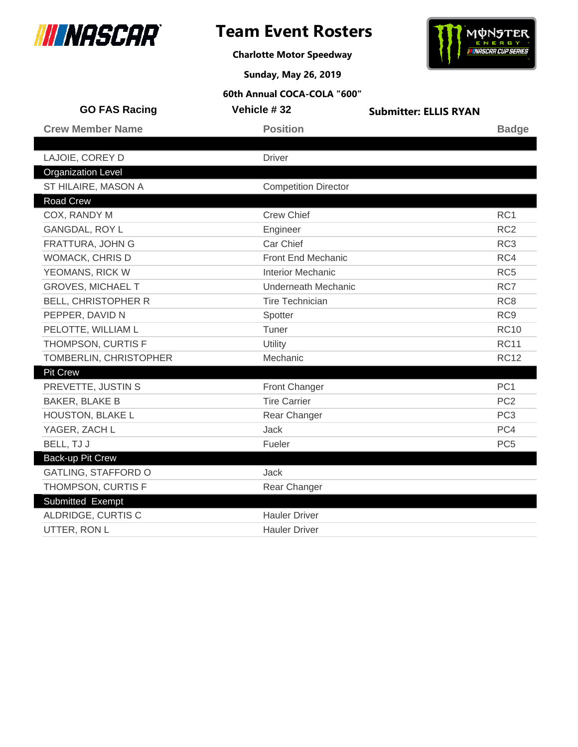# Team Event Rosters

**Charlotte Motor Speedway**

**Sunday, May 26, 2019**

**60th Annual COCA-COLA "600"**

**GO FAS Racing** | **Vehicle # 32** | **Submitter: ELLIS RYAN**

| Crew Member Name | Position | Badge |
|---|---|---|
| | | |
| LAJOIE, COREY D | Driver | |
| **Organization Level** | | |
| ST HILAIRE, MASON A | Competition Director | |
| **Road Crew** | | |
| COX, RANDY M | Crew Chief | RC1 |
| GANGDAL, ROY L | Engineer | RC2 |
| FRATTURA, JOHN G | Car Chief | RC3 |
| WOMACK, CHRIS D | Front End Mechanic | RC4 |
| YEOMANS, RICK W | Interior Mechanic | RC5 |
| GROVES, MICHAEL T | Underneath Mechanic | RC7 |
| BELL, CHRISTOPHER R | Tire Technician | RC8 |
| PEPPER, DAVID N | Spotter | RC9 |
| PELOTTE, WILLIAM L | Tuner | RC10 |
| THOMPSON, CURTIS F | Utility | RC11 |
| TOMBERLIN, CHRISTOPHER | Mechanic | RC12 |
| **Pit Crew** | | |
| PREVETTE, JUSTIN S | Front Changer | PC1 |
| BAKER, BLAKE B | Tire Carrier | PC2 |
| HOUSTON, BLAKE L | Rear Changer | PC3 |
| YAGER, ZACH L | Jack | PC4 |
| BELL, TJ J | Fueler | PC5 |
| **Back-up Pit Crew** | | |
| GATLING, STAFFORD O | Jack | |
| THOMPSON, CURTIS F | Rear Changer | |
| **Submitted Exempt** | | |
| ALDRIDGE, CURTIS C | Hauler Driver | |
| UTTER, RON L | Hauler Driver | |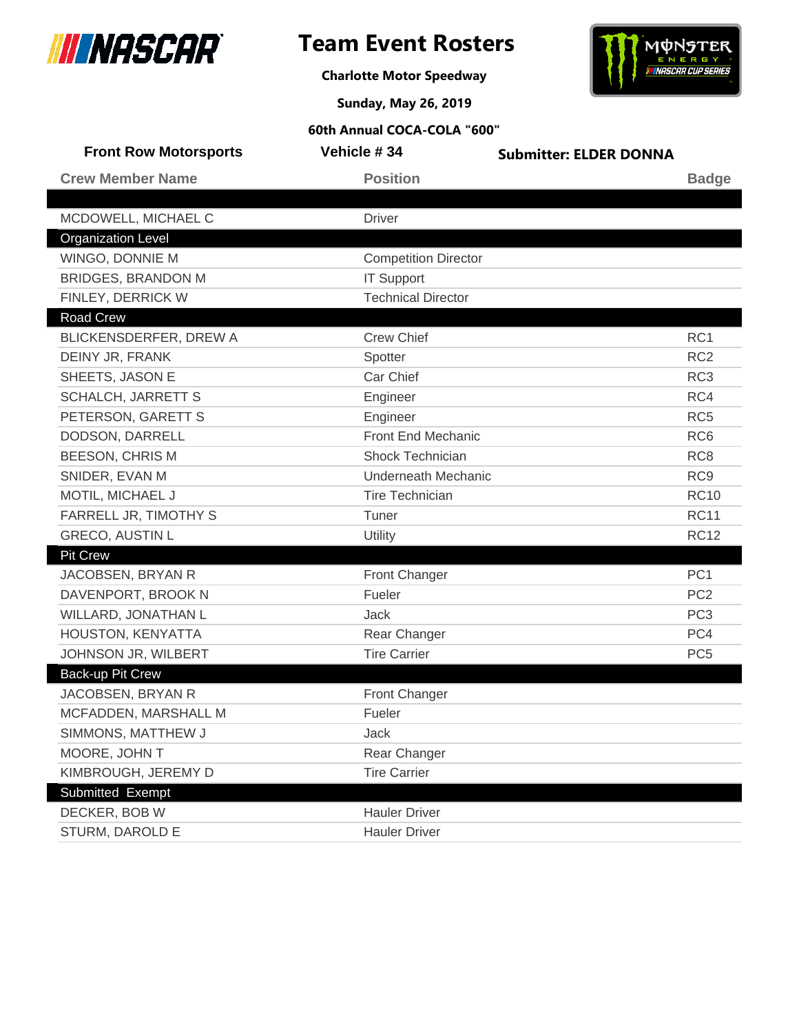# Team Event Rosters

**Charlotte Motor Speedway**

**Sunday, May 26, 2019**

**60th Annual COCA-COLA "600"**

**Front Row Motorsports** | **Vehicle # 34** | **Submitter: ELDER DONNA**

| Crew Member Name | Position | Badge |
|---|---|---|
| | | |
| MCDOWELL, MICHAEL C | Driver | |
| **Organization Level** | | |
| WINGO, DONNIE M | Competition Director | |
| BRIDGES, BRANDON M | IT Support | |
| FINLEY, DERRICK W | Technical Director | |
| **Road Crew** | | |
| BLICKENSDERFER, DREW A | Crew Chief | RC1 |
| DEINY JR, FRANK | Spotter | RC2 |
| SHEETS, JASON E | Car Chief | RC3 |
| SCHALCH, JARRETT S | Engineer | RC4 |
| PETERSON, GARETT S | Engineer | RC5 |
| DODSON, DARRELL | Front End Mechanic | RC6 |
| BEESON, CHRIS M | Shock Technician | RC8 |
| SNIDER, EVAN M | Underneath Mechanic | RC9 |
| MOTIL, MICHAEL J | Tire Technician | RC10 |
| FARRELL JR, TIMOTHY S | Tuner | RC11 |
| GRECO, AUSTIN L | Utility | RC12 |
| **Pit Crew** | | |
| JACOBSEN, BRYAN R | Front Changer | PC1 |
| DAVENPORT, BROOK N | Fueler | PC2 |
| WILLARD, JONATHAN L | Jack | PC3 |
| HOUSTON, KENYATTA | Rear Changer | PC4 |
| JOHNSON JR, WILBERT | Tire Carrier | PC5 |
| **Back-up Pit Crew** | | |
| JACOBSEN, BRYAN R | Front Changer | |
| MCFADDEN, MARSHALL M | Fueler | |
| SIMMONS, MATTHEW J | Jack | |
| MOORE, JOHN T | Rear Changer | |
| KIMBROUGH, JEREMY D | Tire Carrier | |
| **Submitted Exempt** | | |
| DECKER, BOB W | Hauler Driver | |
| STURM, DAROLD E | Hauler Driver | |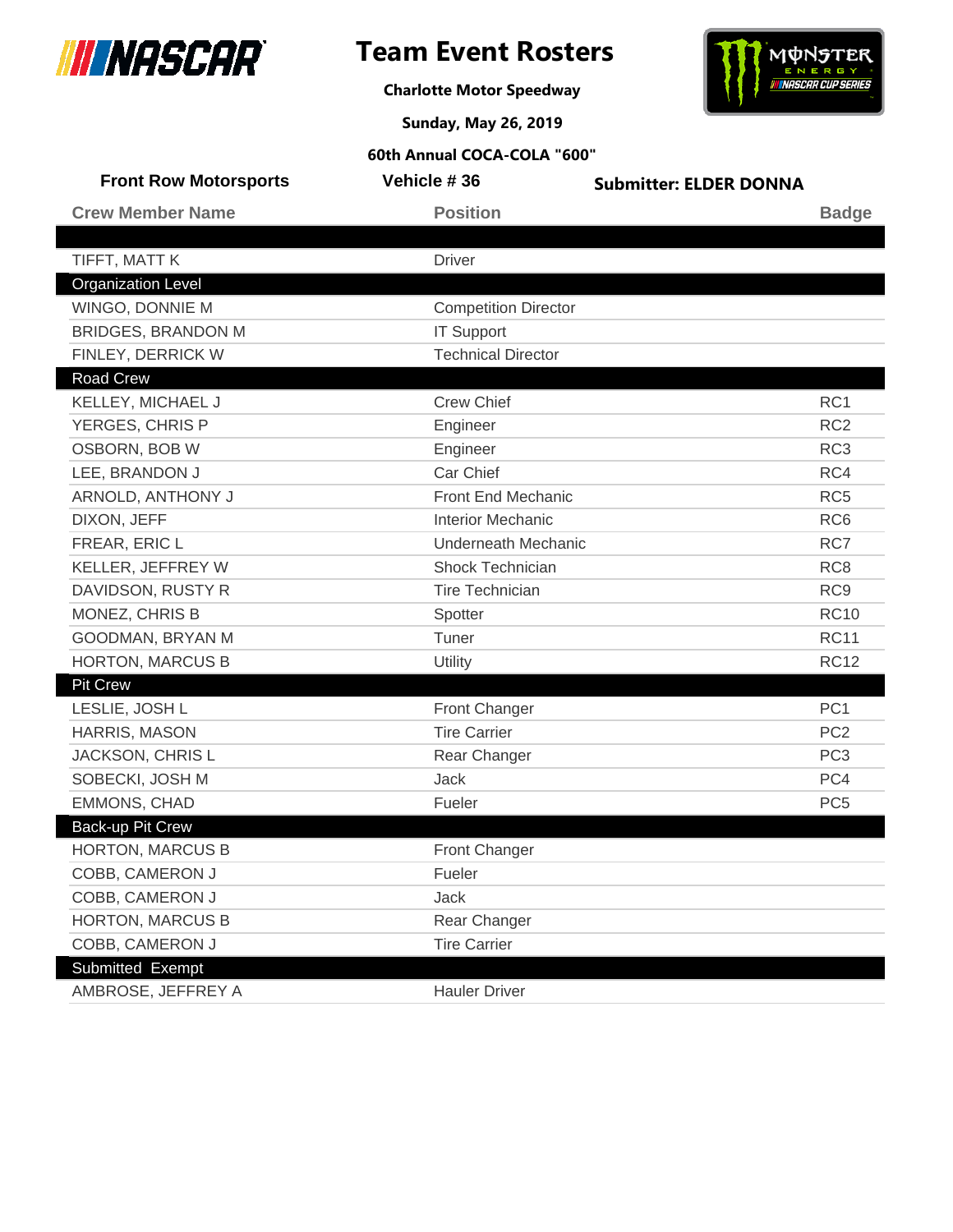# Team Event Rosters

**Charlotte Motor Speedway**

**Sunday, May 26, 2019**

**60th Annual COCA-COLA "600"**

**Front Row Motorsports** | **Vehicle # 36** | **Submitter: ELDER DONNA**

| Crew Member Name | Position | Badge |
|---|---|---|
| TIFFT, MATT K | Driver | |
| **Organization Level** | | |
| WINGO, DONNIE M | Competition Director | |
| BRIDGES, BRANDON M | IT Support | |
| FINLEY, DERRICK W | Technical Director | |
| **Road Crew** | | |
| KELLEY, MICHAEL J | Crew Chief | RC1 |
| YERGES, CHRIS P | Engineer | RC2 |
| OSBORN, BOB W | Engineer | RC3 |
| LEE, BRANDON J | Car Chief | RC4 |
| ARNOLD, ANTHONY J | Front End Mechanic | RC5 |
| DIXON, JEFF | Interior Mechanic | RC6 |
| FREAR, ERIC L | Underneath Mechanic | RC7 |
| KELLER, JEFFREY W | Shock Technician | RC8 |
| DAVIDSON, RUSTY R | Tire Technician | RC9 |
| MONEZ, CHRIS B | Spotter | RC10 |
| GOODMAN, BRYAN M | Tuner | RC11 |
| HORTON, MARCUS B | Utility | RC12 |
| **Pit Crew** | | |
| LESLIE, JOSH L | Front Changer | PC1 |
| HARRIS, MASON | Tire Carrier | PC2 |
| JACKSON, CHRIS L | Rear Changer | PC3 |
| SOBECKI, JOSH M | Jack | PC4 |
| EMMONS, CHAD | Fueler | PC5 |
| **Back-up Pit Crew** | | |
| HORTON, MARCUS B | Front Changer | |
| COBB, CAMERON J | Fueler | |
| COBB, CAMERON J | Jack | |
| HORTON, MARCUS B | Rear Changer | |
| COBB, CAMERON J | Tire Carrier | |
| **Submitted Exempt** | | |
| AMBROSE, JEFFREY A | Hauler Driver | |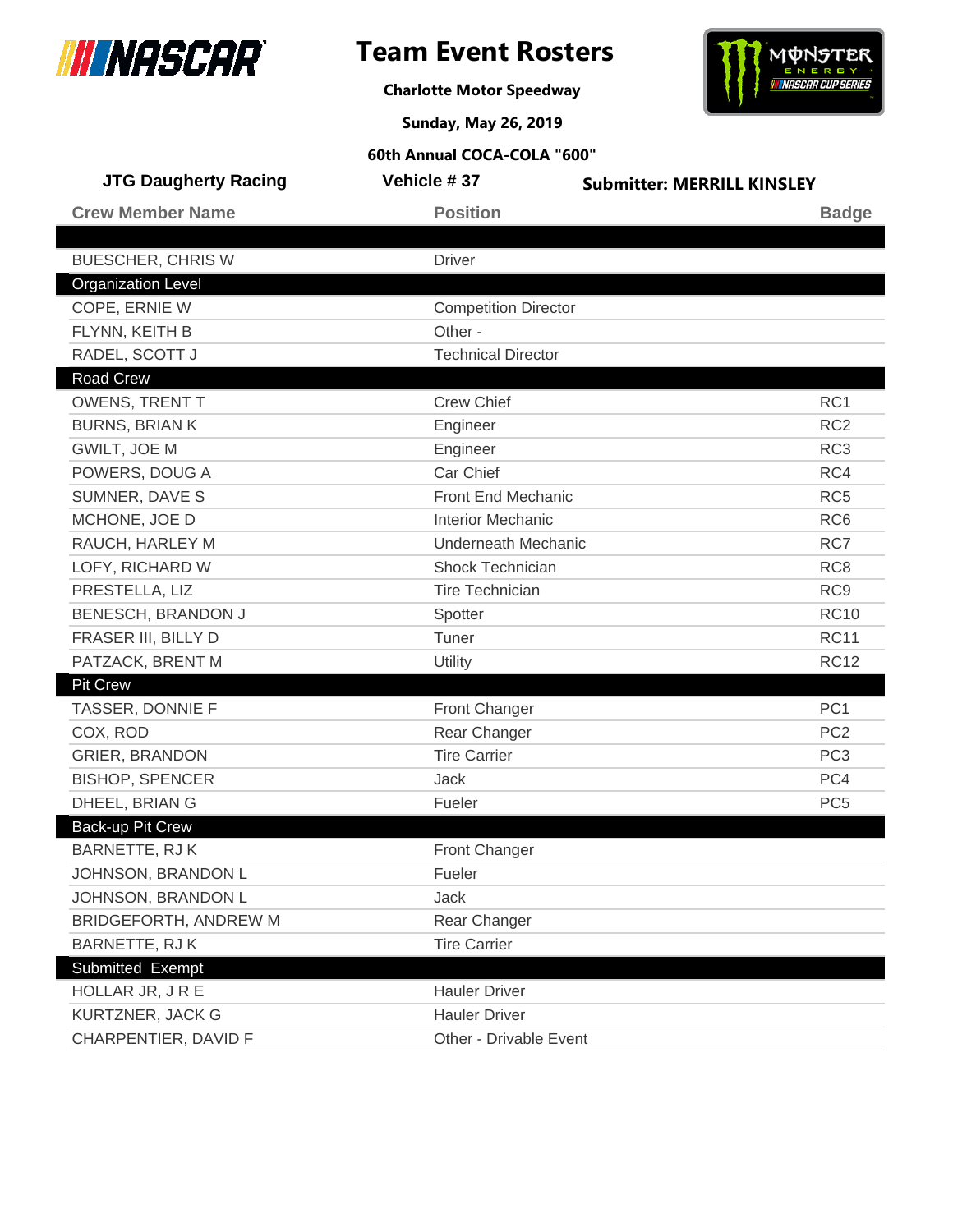# Team Event Rosters

**Charlotte Motor Speedway**

**Sunday, May 26, 2019**

**60th Annual COCA-COLA "600"**

**JTG Daugherty Racing** | **Vehicle # 37** | **Submitter: MERRILL KINSLEY**

| Crew Member Name | Position | Badge |
|---|---|---|
| BUESCHER, CHRIS W | Driver | |
| **Organization Level** | | |
| COPE, ERNIE W | Competition Director | |
| FLYNN, KEITH B | Other - | |
| RADEL, SCOTT J | Technical Director | |
| **Road Crew** | | |
| OWENS, TRENT T | Crew Chief | RC1 |
| BURNS, BRIAN K | Engineer | RC2 |
| GWILT, JOE M | Engineer | RC3 |
| POWERS, DOUG A | Car Chief | RC4 |
| SUMNER, DAVE S | Front End Mechanic | RC5 |
| MCHONE, JOE D | Interior Mechanic | RC6 |
| RAUCH, HARLEY M | Underneath Mechanic | RC7 |
| LOFY, RICHARD W | Shock Technician | RC8 |
| PRESTELLA, LIZ | Tire Technician | RC9 |
| BENESCH, BRANDON J | Spotter | RC10 |
| FRASER III, BILLY D | Tuner | RC11 |
| PATZACK, BRENT M | Utility | RC12 |
| **Pit Crew** | | |
| TASSER, DONNIE F | Front Changer | PC1 |
| COX, ROD | Rear Changer | PC2 |
| GRIER, BRANDON | Tire Carrier | PC3 |
| BISHOP, SPENCER | Jack | PC4 |
| DHEEL, BRIAN G | Fueler | PC5 |
| **Back-up Pit Crew** | | |
| BARNETTE, RJ K | Front Changer | |
| JOHNSON, BRANDON L | Fueler | |
| JOHNSON, BRANDON L | Jack | |
| BRIDGEFORTH, ANDREW M | Rear Changer | |
| BARNETTE, RJ K | Tire Carrier | |
| **Submitted Exempt** | | |
| HOLLAR JR, J R E | Hauler Driver | |
| KURTZNER, JACK G | Hauler Driver | |
| CHARPENTIER, DAVID F | Other - Drivable Event | |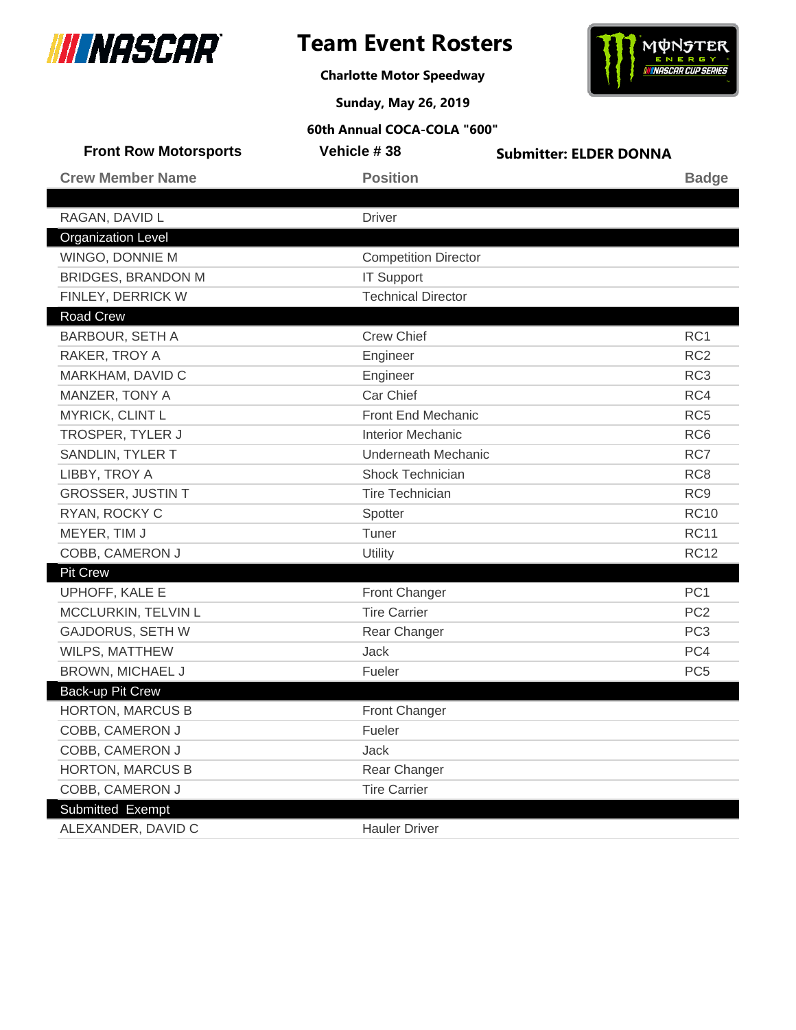# Team Event Rosters

**Charlotte Motor Speedway**

**Sunday, May 26, 2019**

**60th Annual COCA-COLA "600"**

**Front Row Motorsports** | **Vehicle # 38** | **Submitter: ELDER DONNA**

| Crew Member Name | Position | Badge |
|---|---|---|
| | | |
| RAGAN, DAVID L | Driver | |
| **Organization Level** | | |
| WINGO, DONNIE M | Competition Director | |
| BRIDGES, BRANDON M | IT Support | |
| FINLEY, DERRICK W | Technical Director | |
| **Road Crew** | | |
| BARBOUR, SETH A | Crew Chief | RC1 |
| RAKER, TROY A | Engineer | RC2 |
| MARKHAM, DAVID C | Engineer | RC3 |
| MANZER, TONY A | Car Chief | RC4 |
| MYRICK, CLINT L | Front End Mechanic | RC5 |
| TROSPER, TYLER J | Interior Mechanic | RC6 |
| SANDLIN, TYLER T | Underneath Mechanic | RC7 |
| LIBBY, TROY A | Shock Technician | RC8 |
| GROSSER, JUSTIN T | Tire Technician | RC9 |
| RYAN, ROCKY C | Spotter | RC10 |
| MEYER, TIM J | Tuner | RC11 |
| COBB, CAMERON J | Utility | RC12 |
| **Pit Crew** | | |
| UPHOFF, KALE E | Front Changer | PC1 |
| MCCLURKIN, TELVIN L | Tire Carrier | PC2 |
| GAJDORUS, SETH W | Rear Changer | PC3 |
| WILPS, MATTHEW | Jack | PC4 |
| BROWN, MICHAEL J | Fueler | PC5 |
| **Back-up Pit Crew** | | |
| HORTON, MARCUS B | Front Changer | |
| COBB, CAMERON J | Fueler | |
| COBB, CAMERON J | Jack | |
| HORTON, MARCUS B | Rear Changer | |
| COBB, CAMERON J | Tire Carrier | |
| **Submitted Exempt** | | |
| ALEXANDER, DAVID C | Hauler Driver | |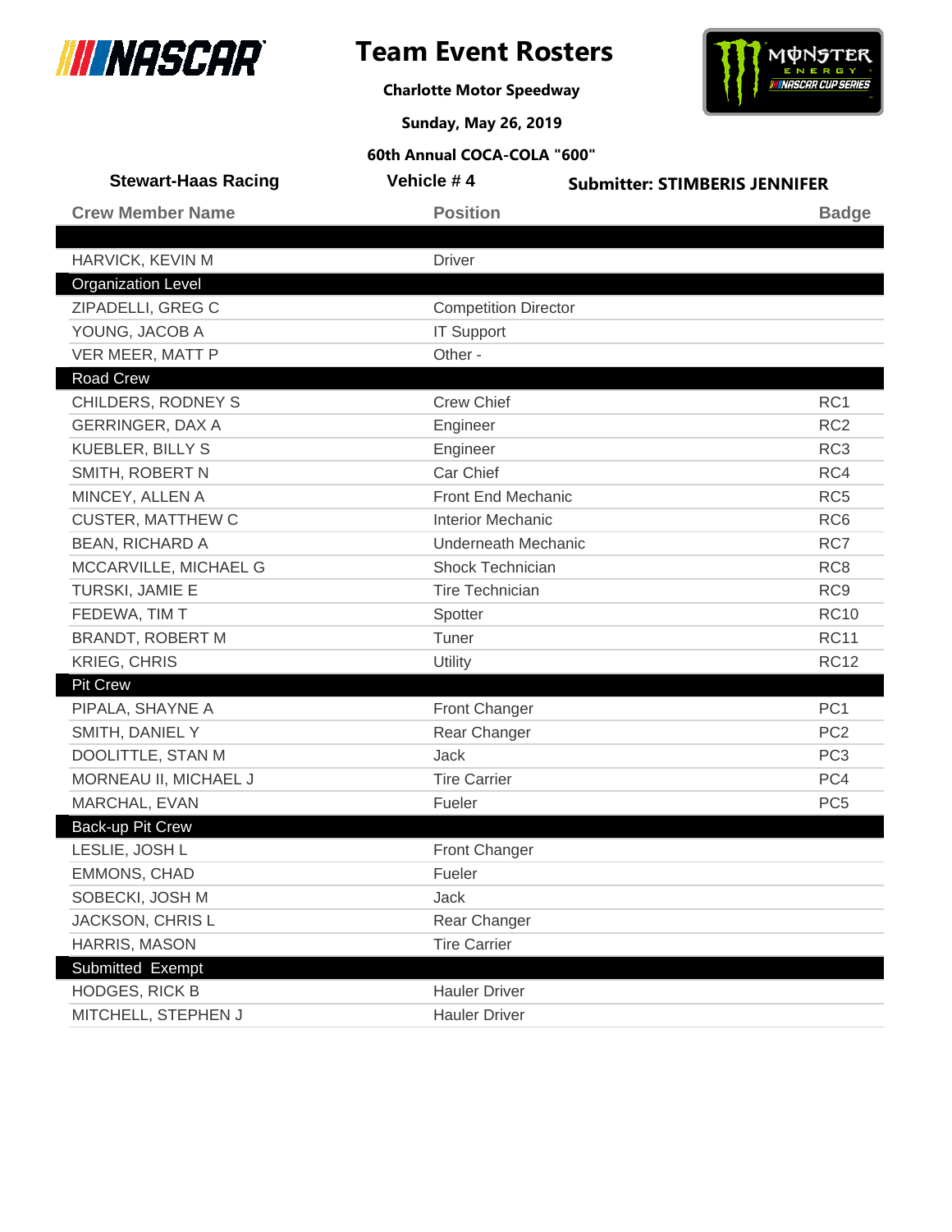# Team Event Rosters

**Charlotte Motor Speedway**

**Sunday, May 26, 2019**

**60th Annual COCA-COLA "600"**

**Stewart-Haas Racing** | **Vehicle # 4** | **Submitter: STIMBERIS JENNIFER**

| Crew Member Name | Position | Badge |
|---|---|---|
| | | |
| HARVICK, KEVIN M | Driver | |
| **Organization Level** | | |
| ZIPADELLI, GREG C | Competition Director | |
| YOUNG, JACOB A | IT Support | |
| VER MEER, MATT P | Other - | |
| **Road Crew** | | |
| CHILDERS, RODNEY S | Crew Chief | RC1 |
| GERRINGER, DAX A | Engineer | RC2 |
| KUEBLER, BILLY S | Engineer | RC3 |
| SMITH, ROBERT N | Car Chief | RC4 |
| MINCEY, ALLEN A | Front End Mechanic | RC5 |
| CUSTER, MATTHEW C | Interior Mechanic | RC6 |
| BEAN, RICHARD A | Underneath Mechanic | RC7 |
| MCCARVILLE, MICHAEL G | Shock Technician | RC8 |
| TURSKI, JAMIE E | Tire Technician | RC9 |
| FEDEWA, TIM T | Spotter | RC10 |
| BRANDT, ROBERT M | Tuner | RC11 |
| KRIEG, CHRIS | Utility | RC12 |
| **Pit Crew** | | |
| PIPALA, SHAYNE A | Front Changer | PC1 |
| SMITH, DANIEL Y | Rear Changer | PC2 |
| DOOLITTLE, STAN M | Jack | PC3 |
| MORNEAU II, MICHAEL J | Tire Carrier | PC4 |
| MARCHAL, EVAN | Fueler | PC5 |
| **Back-up Pit Crew** | | |
| LESLIE, JOSH L | Front Changer | |
| EMMONS, CHAD | Fueler | |
| SOBECKI, JOSH M | Jack | |
| JACKSON, CHRIS L | Rear Changer | |
| HARRIS, MASON | Tire Carrier | |
| **Submitted Exempt** | | |
| HODGES, RICK B | Hauler Driver | |
| MITCHELL, STEPHEN J | Hauler Driver | |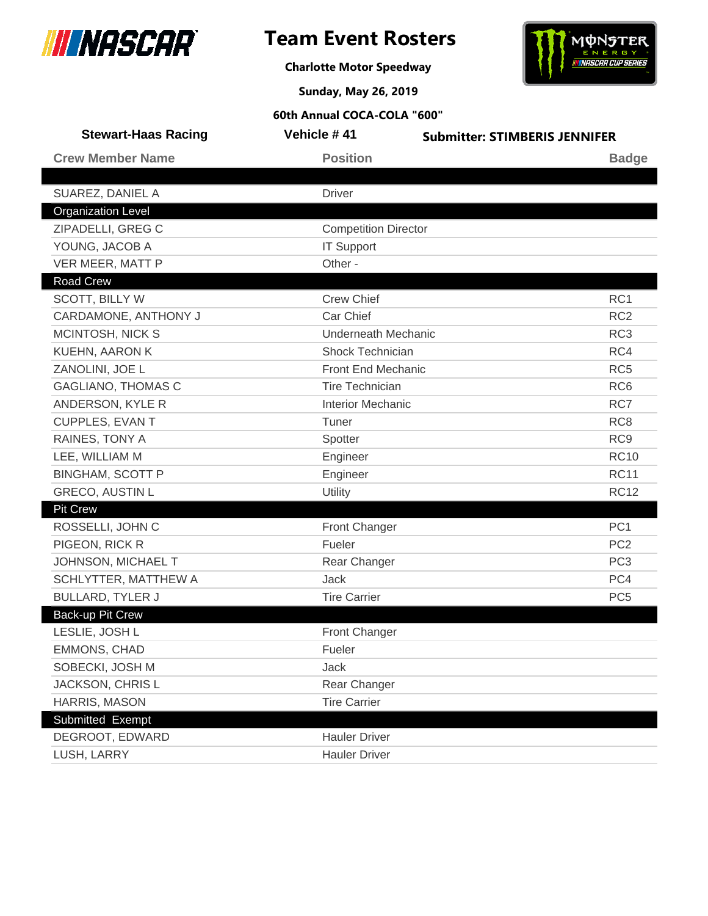# Team Event Rosters

**Charlotte Motor Speedway**

**Sunday, May 26, 2019**

**60th Annual COCA-COLA "600"**

**Stewart-Haas Racing** | **Vehicle # 41** | **Submitter: STIMBERIS JENNIFER**

| Crew Member Name | Position | Badge |
|---|---|---|
| | | |
| SUAREZ, DANIEL A | Driver | |
| **Organization Level** | | |
| ZIPADELLI, GREG C | Competition Director | |
| YOUNG, JACOB A | IT Support | |
| VER MEER, MATT P | Other - | |
| **Road Crew** | | |
| SCOTT, BILLY W | Crew Chief | RC1 |
| CARDAMONE, ANTHONY J | Car Chief | RC2 |
| MCINTOSH, NICK S | Underneath Mechanic | RC3 |
| KUEHN, AARON K | Shock Technician | RC4 |
| ZANOLINI, JOE L | Front End Mechanic | RC5 |
| GAGLIANO, THOMAS C | Tire Technician | RC6 |
| ANDERSON, KYLE R | Interior Mechanic | RC7 |
| CUPPLES, EVAN T | Tuner | RC8 |
| RAINES, TONY A | Spotter | RC9 |
| LEE, WILLIAM M | Engineer | RC10 |
| BINGHAM, SCOTT P | Engineer | RC11 |
| GRECO, AUSTIN L | Utility | RC12 |
| **Pit Crew** | | |
| ROSSELLI, JOHN C | Front Changer | PC1 |
| PIGEON, RICK R | Fueler | PC2 |
| JOHNSON, MICHAEL T | Rear Changer | PC3 |
| SCHLYTTER, MATTHEW A | Jack | PC4 |
| BULLARD, TYLER J | Tire Carrier | PC5 |
| **Back-up Pit Crew** | | |
| LESLIE, JOSH L | Front Changer | |
| EMMONS, CHAD | Fueler | |
| SOBECKI, JOSH M | Jack | |
| JACKSON, CHRIS L | Rear Changer | |
| HARRIS, MASON | Tire Carrier | |
| **Submitted Exempt** | | |
| DEGROOT, EDWARD | Hauler Driver | |
| LUSH, LARRY | Hauler Driver | |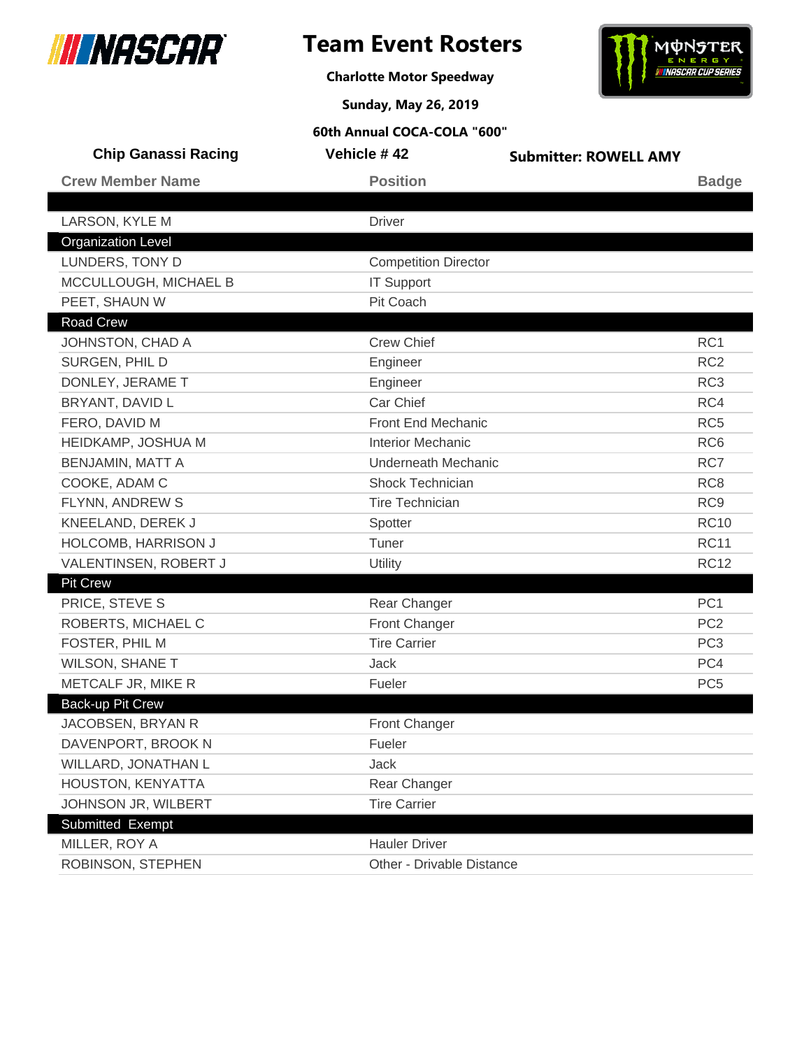# Team Event Rosters

**Charlotte Motor Speedway**

**Sunday, May 26, 2019**

**60th Annual COCA-COLA "600"**

**Chip Ganassi Racing** | **Vehicle # 42** | **Submitter: ROWELL AMY**

| Crew Member Name | Position | Badge |
|---|---|---|
| LARSON, KYLE M | Driver | |
| **Organization Level** | | |
| LUNDERS, TONY D | Competition Director | |
| MCCULLOUGH, MICHAEL B | IT Support | |
| PEET, SHAUN W | Pit Coach | |
| **Road Crew** | | |
| JOHNSTON, CHAD A | Crew Chief | RC1 |
| SURGEN, PHIL D | Engineer | RC2 |
| DONLEY, JERAME T | Engineer | RC3 |
| BRYANT, DAVID L | Car Chief | RC4 |
| FERO, DAVID M | Front End Mechanic | RC5 |
| HEIDKAMP, JOSHUA M | Interior Mechanic | RC6 |
| BENJAMIN, MATT A | Underneath Mechanic | RC7 |
| COOKE, ADAM C | Shock Technician | RC8 |
| FLYNN, ANDREW S | Tire Technician | RC9 |
| KNEELAND, DEREK J | Spotter | RC10 |
| HOLCOMB, HARRISON J | Tuner | RC11 |
| VALENTINSEN, ROBERT J | Utility | RC12 |
| **Pit Crew** | | |
| PRICE, STEVE S | Rear Changer | PC1 |
| ROBERTS, MICHAEL C | Front Changer | PC2 |
| FOSTER, PHIL M | Tire Carrier | PC3 |
| WILSON, SHANE T | Jack | PC4 |
| METCALF JR, MIKE R | Fueler | PC5 |
| **Back-up Pit Crew** | | |
| JACOBSEN, BRYAN R | Front Changer | |
| DAVENPORT, BROOK N | Fueler | |
| WILLARD, JONATHAN L | Jack | |
| HOUSTON, KENYATTA | Rear Changer | |
| JOHNSON JR, WILBERT | Tire Carrier | |
| **Submitted Exempt** | | |
| MILLER, ROY A | Hauler Driver | |
| ROBINSON, STEPHEN | Other - Drivable Distance | |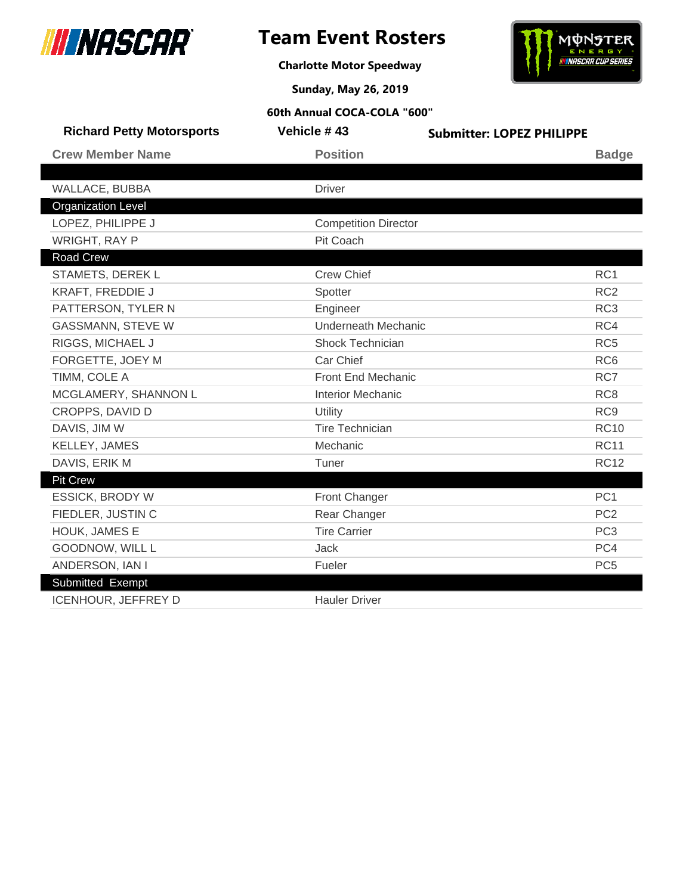# Team Event Rosters

**Charlotte Motor Speedway**

**Sunday, May 26, 2019**

**60th Annual COCA-COLA "600"**

**Richard Petty Motorsports** | **Vehicle # 43** | **Submitter: LOPEZ PHILIPPE**

| Crew Member Name | Position | Badge |
|---|---|---|
| | | |
| WALLACE, BUBBA | Driver | |
| **Organization Level** | | |
| LOPEZ, PHILIPPE J | Competition Director | |
| WRIGHT, RAY P | Pit Coach | |
| **Road Crew** | | |
| STAMETS, DEREK L | Crew Chief | RC1 |
| KRAFT, FREDDIE J | Spotter | RC2 |
| PATTERSON, TYLER N | Engineer | RC3 |
| GASSMANN, STEVE W | Underneath Mechanic | RC4 |
| RIGGS, MICHAEL J | Shock Technician | RC5 |
| FORGETTE, JOEY M | Car Chief | RC6 |
| TIMM, COLE A | Front End Mechanic | RC7 |
| MCGLAMERY, SHANNON L | Interior Mechanic | RC8 |
| CROPPS, DAVID D | Utility | RC9 |
| DAVIS, JIM W | Tire Technician | RC10 |
| KELLEY, JAMES | Mechanic | RC11 |
| DAVIS, ERIK M | Tuner | RC12 |
| **Pit Crew** | | |
| ESSICK, BRODY W | Front Changer | PC1 |
| FIEDLER, JUSTIN C | Rear Changer | PC2 |
| HOUK, JAMES E | Tire Carrier | PC3 |
| GOODNOW, WILL L | Jack | PC4 |
| ANDERSON, IAN I | Fueler | PC5 |
| **Submitted Exempt** | | |
| ICENHOUR, JEFFREY D | Hauler Driver | |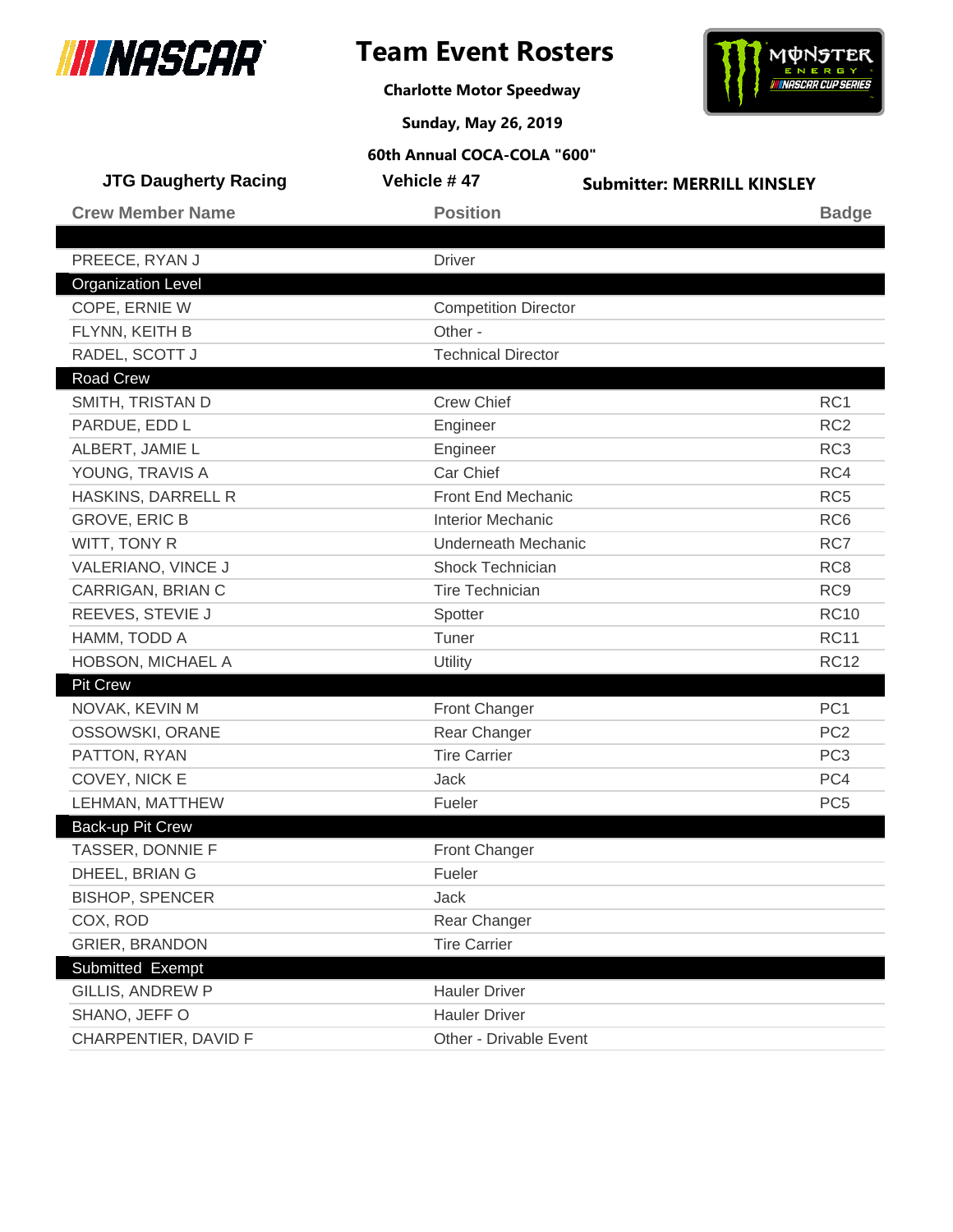# Team Event Rosters

**Charlotte Motor Speedway**

**Sunday, May 26, 2019**

**60th Annual COCA-COLA "600"**

**JTG Daugherty Racing** | **Vehicle # 47** | **Submitter: MERRILL KINSLEY**

| Crew Member Name | Position | Badge |
|---|---|---|
| | | |
| PREECE, RYAN J | Driver | |
| **Organization Level** | | |
| COPE, ERNIE W | Competition Director | |
| FLYNN, KEITH B | Other - | |
| RADEL, SCOTT J | Technical Director | |
| **Road Crew** | | |
| SMITH, TRISTAN D | Crew Chief | RC1 |
| PARDUE, EDD L | Engineer | RC2 |
| ALBERT, JAMIE L | Engineer | RC3 |
| YOUNG, TRAVIS A | Car Chief | RC4 |
| HASKINS, DARRELL R | Front End Mechanic | RC5 |
| GROVE, ERIC B | Interior Mechanic | RC6 |
| WITT, TONY R | Underneath Mechanic | RC7 |
| VALERIANO, VINCE J | Shock Technician | RC8 |
| CARRIGAN, BRIAN C | Tire Technician | RC9 |
| REEVES, STEVIE J | Spotter | RC10 |
| HAMM, TODD A | Tuner | RC11 |
| HOBSON, MICHAEL A | Utility | RC12 |
| **Pit Crew** | | |
| NOVAK, KEVIN M | Front Changer | PC1 |
| OSSOWSKI, ORANE | Rear Changer | PC2 |
| PATTON, RYAN | Tire Carrier | PC3 |
| COVEY, NICK E | Jack | PC4 |
| LEHMAN, MATTHEW | Fueler | PC5 |
| **Back-up Pit Crew** | | |
| TASSER, DONNIE F | Front Changer | |
| DHEEL, BRIAN G | Fueler | |
| BISHOP, SPENCER | Jack | |
| COX, ROD | Rear Changer | |
| GRIER, BRANDON | Tire Carrier | |
| **Submitted Exempt** | | |
| GILLIS, ANDREW P | Hauler Driver | |
| SHANO, JEFF O | Hauler Driver | |
| CHARPENTIER, DAVID F | Other - Drivable Event | |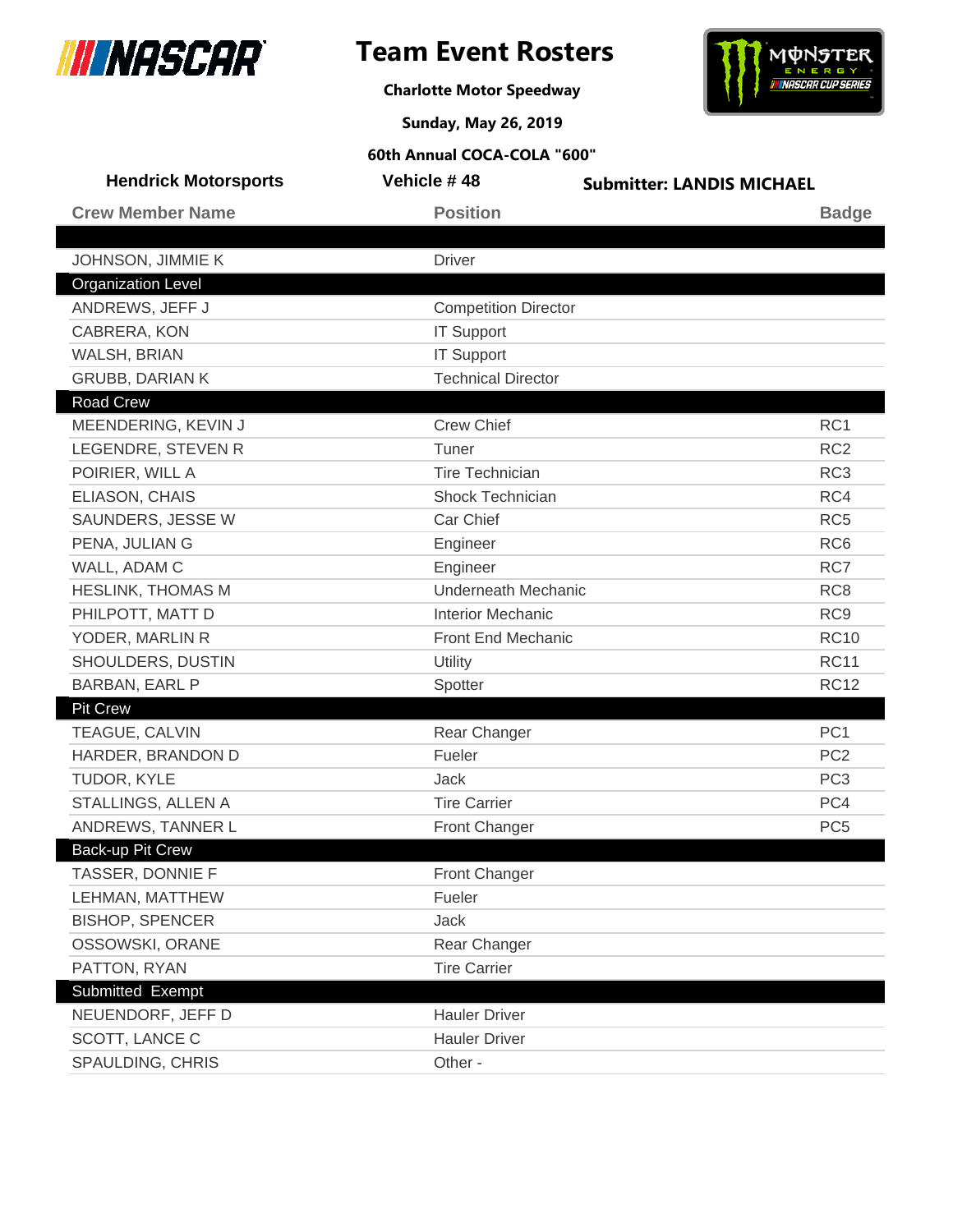# Team Event Rosters

**Charlotte Motor Speedway**

**Sunday, May 26, 2019**

**60th Annual COCA-COLA "600"**

**Hendrick Motorsports** | **Vehicle # 48** | **Submitter: LANDIS MICHAEL**

| Crew Member Name | Position | Badge |
|---|---|---|
| | | |
| JOHNSON, JIMMIE K | Driver | |
| **Organization Level** | | |
| ANDREWS, JEFF J | Competition Director | |
| CABRERA, KON | IT Support | |
| WALSH, BRIAN | IT Support | |
| GRUBB, DARIAN K | Technical Director | |
| **Road Crew** | | |
| MEENDERING, KEVIN J | Crew Chief | RC1 |
| LEGENDRE, STEVEN R | Tuner | RC2 |
| POIRIER, WILL A | Tire Technician | RC3 |
| ELIASON, CHAIS | Shock Technician | RC4 |
| SAUNDERS, JESSE W | Car Chief | RC5 |
| PENA, JULIAN G | Engineer | RC6 |
| WALL, ADAM C | Engineer | RC7 |
| HESLINK, THOMAS M | Underneath Mechanic | RC8 |
| PHILPOTT, MATT D | Interior Mechanic | RC9 |
| YODER, MARLIN R | Front End Mechanic | RC10 |
| SHOULDERS, DUSTIN | Utility | RC11 |
| BARBAN, EARL P | Spotter | RC12 |
| **Pit Crew** | | |
| TEAGUE, CALVIN | Rear Changer | PC1 |
| HARDER, BRANDON D | Fueler | PC2 |
| TUDOR, KYLE | Jack | PC3 |
| STALLINGS, ALLEN A | Tire Carrier | PC4 |
| ANDREWS, TANNER L | Front Changer | PC5 |
| **Back-up Pit Crew** | | |
| TASSER, DONNIE F | Front Changer | |
| LEHMAN, MATTHEW | Fueler | |
| BISHOP, SPENCER | Jack | |
| OSSOWSKI, ORANE | Rear Changer | |
| PATTON, RYAN | Tire Carrier | |
| **Submitted Exempt** | | |
| NEUENDORF, JEFF D | Hauler Driver | |
| SCOTT, LANCE C | Hauler Driver | |
| SPAULDING, CHRIS | Other - | |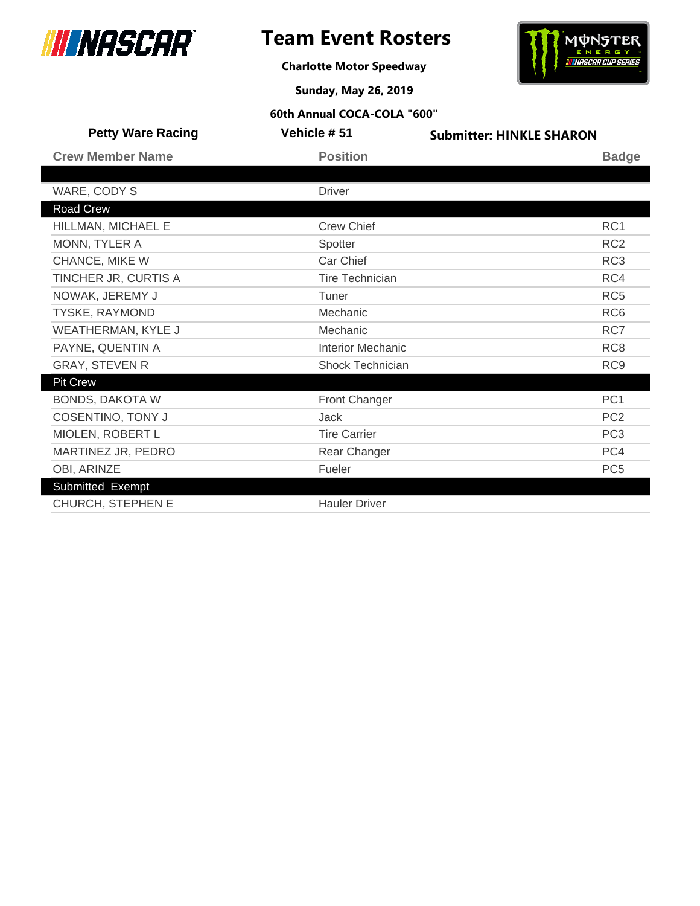# Team Event Rosters

**Charlotte Motor Speedway**

**Sunday, May 26, 2019**

**60th Annual COCA-COLA "600"**

**Petty Ware Racing** | **Vehicle # 51** | **Submitter: HINKLE SHARON**

| Crew Member Name | Position | Badge |
| --- | --- | --- |
| | | |
| WARE, CODY S | Driver | |
| **Road Crew** | | |
| HILLMAN, MICHAEL E | Crew Chief | RC1 |
| MONN, TYLER A | Spotter | RC2 |
| CHANCE, MIKE W | Car Chief | RC3 |
| TINCHER JR, CURTIS A | Tire Technician | RC4 |
| NOWAK, JEREMY J | Tuner | RC5 |
| TYSKE, RAYMOND | Mechanic | RC6 |
| WEATHERMAN, KYLE J | Mechanic | RC7 |
| PAYNE, QUENTIN A | Interior Mechanic | RC8 |
| GRAY, STEVEN R | Shock Technician | RC9 |
| **Pit Crew** | | |
| BONDS, DAKOTA W | Front Changer | PC1 |
| COSENTINO, TONY J | Jack | PC2 |
| MIOLEN, ROBERT L | Tire Carrier | PC3 |
| MARTINEZ JR, PEDRO | Rear Changer | PC4 |
| OBI, ARINZE | Fueler | PC5 |
| **Submitted Exempt** | | |
| CHURCH, STEPHEN E | Hauler Driver | |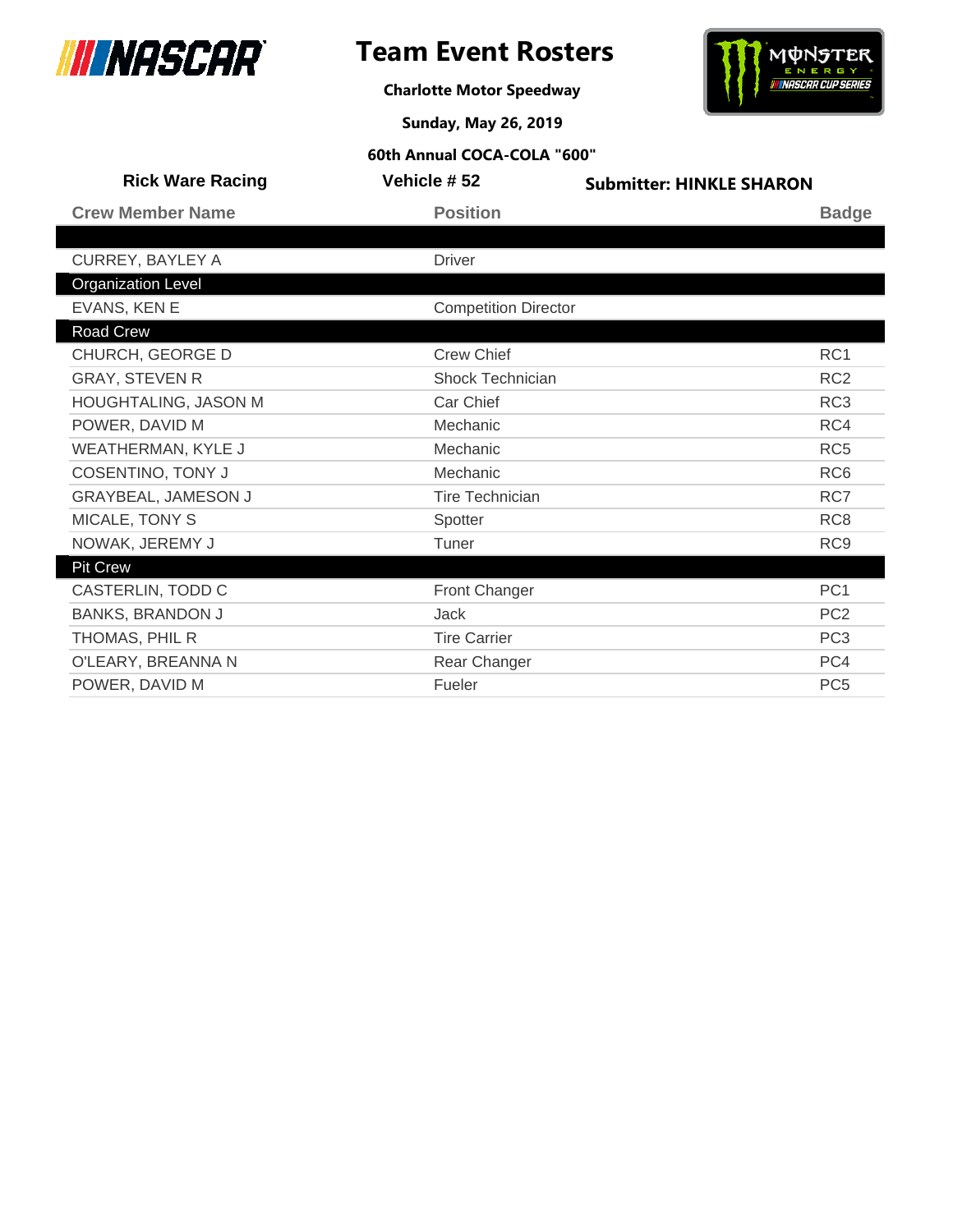# Team Event Rosters

**Charlotte Motor Speedway**

**Sunday, May 26, 2019**

**60th Annual COCA-COLA "600"**

**Rick Ware Racing** | **Vehicle # 52** | **Submitter: HINKLE SHARON**

| Crew Member Name | Position | Badge |
|---|---|---|
| | | |
| CURREY, BAYLEY A | Driver | |
| **Organization Level** | | |
| EVANS, KEN E | Competition Director | |
| **Road Crew** | | |
| CHURCH, GEORGE D | Crew Chief | RC1 |
| GRAY, STEVEN R | Shock Technician | RC2 |
| HOUGHTALING, JASON M | Car Chief | RC3 |
| POWER, DAVID M | Mechanic | RC4 |
| WEATHERMAN, KYLE J | Mechanic | RC5 |
| COSENTINO, TONY J | Mechanic | RC6 |
| GRAYBEAL, JAMESON J | Tire Technician | RC7 |
| MICALE, TONY S | Spotter | RC8 |
| NOWAK, JEREMY J | Tuner | RC9 |
| **Pit Crew** | | |
| CASTERLIN, TODD C | Front Changer | PC1 |
| BANKS, BRANDON J | Jack | PC2 |
| THOMAS, PHIL R | Tire Carrier | PC3 |
| O'LEARY, BREANNA N | Rear Changer | PC4 |
| POWER, DAVID M | Fueler | PC5 |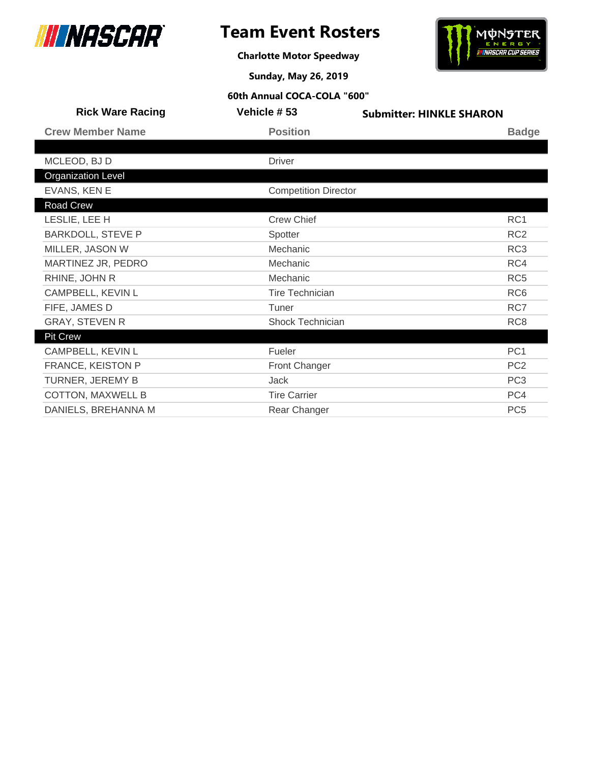# Team Event Rosters

**Charlotte Motor Speedway**

**Sunday, May 26, 2019**

**60th Annual COCA-COLA "600"**

**Rick Ware Racing** | **Vehicle # 53** | **Submitter: HINKLE SHARON**

| Crew Member Name | Position | Badge |
|---|---|---|
| | | |
| MCLEOD, BJ D | Driver | |
| **Organization Level** | | |
| EVANS, KEN E | Competition Director | |
| **Road Crew** | | |
| LESLIE, LEE H | Crew Chief | RC1 |
| BARKDOLL, STEVE P | Spotter | RC2 |
| MILLER, JASON W | Mechanic | RC3 |
| MARTINEZ JR, PEDRO | Mechanic | RC4 |
| RHINE, JOHN R | Mechanic | RC5 |
| CAMPBELL, KEVIN L | Tire Technician | RC6 |
| FIFE, JAMES D | Tuner | RC7 |
| GRAY, STEVEN R | Shock Technician | RC8 |
| **Pit Crew** | | |
| CAMPBELL, KEVIN L | Fueler | PC1 |
| FRANCE, KEISTON P | Front Changer | PC2 |
| TURNER, JEREMY B | Jack | PC3 |
| COTTON, MAXWELL B | Tire Carrier | PC4 |
| DANIELS, BREHANNA M | Rear Changer | PC5 |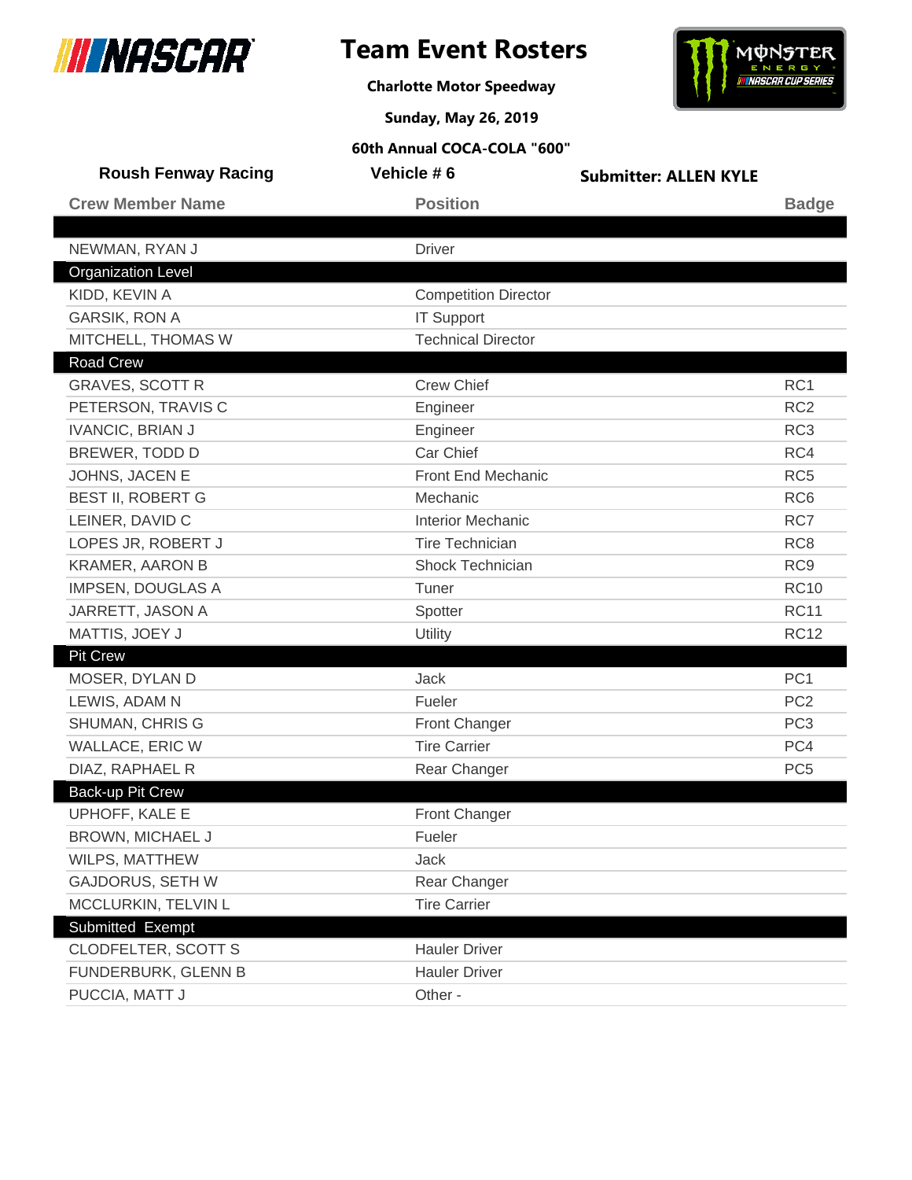# Team Event Rosters

**Charlotte Motor Speedway**

**Sunday, May 26, 2019**

**60th Annual COCA-COLA "600"**

**Roush Fenway Racing** | **Vehicle # 6** | **Submitter: ALLEN KYLE**

| Crew Member Name | Position | Badge |
|---|---|---|
| | | |
| NEWMAN, RYAN J | Driver | |
| **Organization Level** | | |
| KIDD, KEVIN A | Competition Director | |
| GARSIK, RON A | IT Support | |
| MITCHELL, THOMAS W | Technical Director | |
| **Road Crew** | | |
| GRAVES, SCOTT R | Crew Chief | RC1 |
| PETERSON, TRAVIS C | Engineer | RC2 |
| IVANCIC, BRIAN J | Engineer | RC3 |
| BREWER, TODD D | Car Chief | RC4 |
| JOHNS, JACEN E | Front End Mechanic | RC5 |
| BEST II, ROBERT G | Mechanic | RC6 |
| LEINER, DAVID C | Interior Mechanic | RC7 |
| LOPES JR, ROBERT J | Tire Technician | RC8 |
| KRAMER, AARON B | Shock Technician | RC9 |
| IMPSEN, DOUGLAS A | Tuner | RC10 |
| JARRETT, JASON A | Spotter | RC11 |
| MATTIS, JOEY J | Utility | RC12 |
| **Pit Crew** | | |
| MOSER, DYLAN D | Jack | PC1 |
| LEWIS, ADAM N | Fueler | PC2 |
| SHUMAN, CHRIS G | Front Changer | PC3 |
| WALLACE, ERIC W | Tire Carrier | PC4 |
| DIAZ, RAPHAEL R | Rear Changer | PC5 |
| **Back-up Pit Crew** | | |
| UPHOFF, KALE E | Front Changer | |
| BROWN, MICHAEL J | Fueler | |
| WILPS, MATTHEW | Jack | |
| GAJDORUS, SETH W | Rear Changer | |
| MCCLURKIN, TELVIN L | Tire Carrier | |
| **Submitted Exempt** | | |
| CLODFELTER, SCOTT S | Hauler Driver | |
| FUNDERBURK, GLENN B | Hauler Driver | |
| PUCCIA, MATT J | Other - | |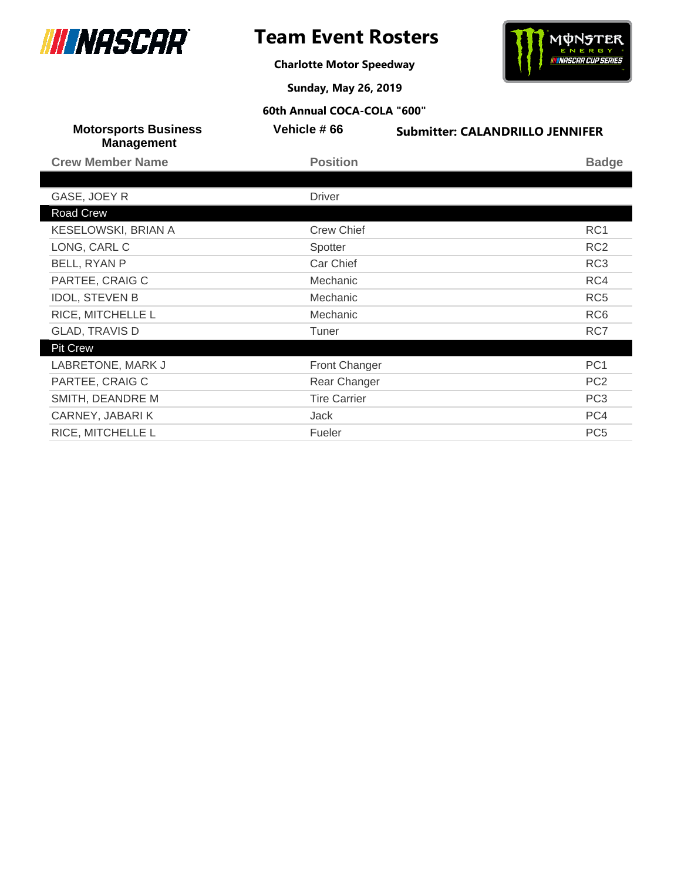# Team Event Rosters

**Charlotte Motor Speedway**

**Sunday, May 26, 2019**

**60th Annual COCA-COLA "600"**

**Motorsports Business Management** | **Vehicle # 66** | **Submitter: CALANDRILLO JENNIFER**

| Crew Member Name | Position | Badge |
|---|---|---|
| | | |
| GASE, JOEY R | Driver | |
| **Road Crew** | | |
| KESELOWSKI, BRIAN A | Crew Chief | RC1 |
| LONG, CARL C | Spotter | RC2 |
| BELL, RYAN P | Car Chief | RC3 |
| PARTEE, CRAIG C | Mechanic | RC4 |
| IDOL, STEVEN B | Mechanic | RC5 |
| RICE, MITCHELLE L | Mechanic | RC6 |
| GLAD, TRAVIS D | Tuner | RC7 |
| **Pit Crew** | | |
| LABRETONE, MARK J | Front Changer | PC1 |
| PARTEE, CRAIG C | Rear Changer | PC2 |
| SMITH, DEANDRE M | Tire Carrier | PC3 |
| CARNEY, JABARI K | Jack | PC4 |
| RICE, MITCHELLE L | Fueler | PC5 |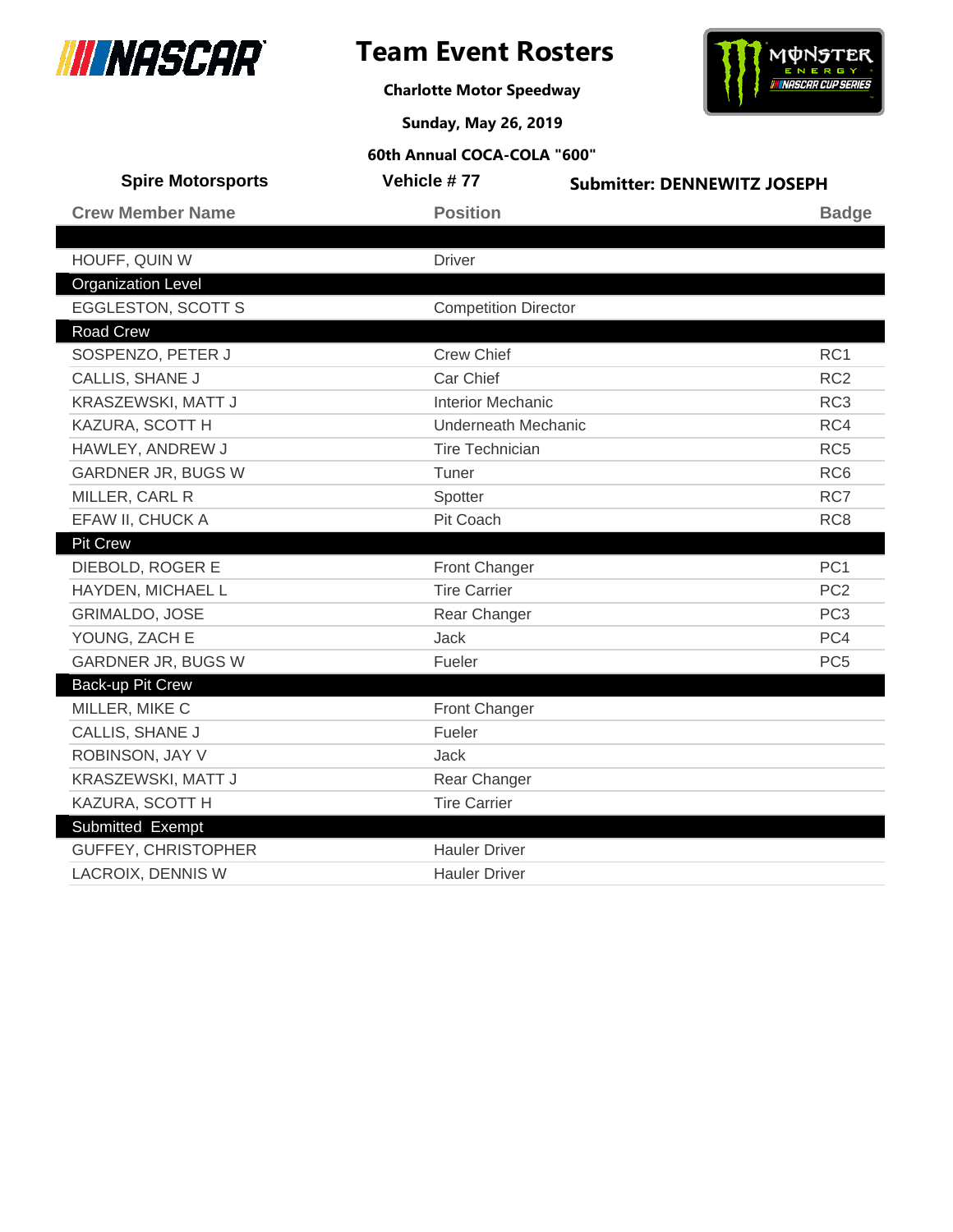# Team Event Rosters

**Charlotte Motor Speedway**

**Sunday, May 26, 2019**

**60th Annual COCA-COLA "600"**

**Spire Motorsports** | **Vehicle # 77** | **Submitter: DENNEWITZ JOSEPH**

| Crew Member Name | Position | Badge |
|---|---|---|
| | | |
| HOUFF, QUIN W | Driver | |
| **Organization Level** | | |
| EGGLESTON, SCOTT S | Competition Director | |
| **Road Crew** | | |
| SOSPENZO, PETER J | Crew Chief | RC1 |
| CALLIS, SHANE J | Car Chief | RC2 |
| KRASZEWSKI, MATT J | Interior Mechanic | RC3 |
| KAZURA, SCOTT H | Underneath Mechanic | RC4 |
| HAWLEY, ANDREW J | Tire Technician | RC5 |
| GARDNER JR, BUGS W | Tuner | RC6 |
| MILLER, CARL R | Spotter | RC7 |
| EFAW II, CHUCK A | Pit Coach | RC8 |
| **Pit Crew** | | |
| DIEBOLD, ROGER E | Front Changer | PC1 |
| HAYDEN, MICHAEL L | Tire Carrier | PC2 |
| GRIMALDO, JOSE | Rear Changer | PC3 |
| YOUNG, ZACH E | Jack | PC4 |
| GARDNER JR, BUGS W | Fueler | PC5 |
| **Back-up Pit Crew** | | |
| MILLER, MIKE C | Front Changer | |
| CALLIS, SHANE J | Fueler | |
| ROBINSON, JAY V | Jack | |
| KRASZEWSKI, MATT J | Rear Changer | |
| KAZURA, SCOTT H | Tire Carrier | |
| **Submitted Exempt** | | |
| GUFFEY, CHRISTOPHER | Hauler Driver | |
| LACROIX, DENNIS W | Hauler Driver | |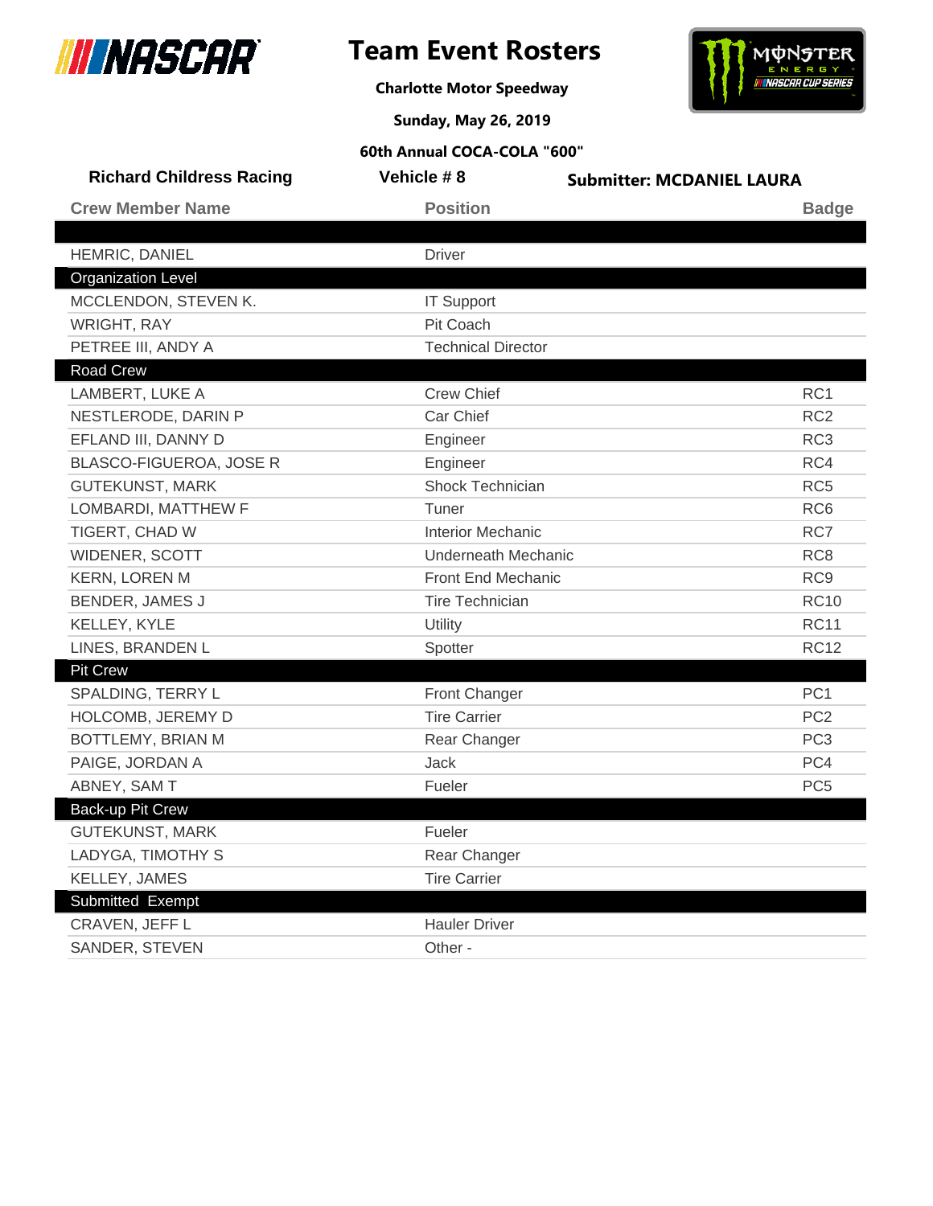# Team Event Rosters

**Charlotte Motor Speedway**

**Sunday, May 26, 2019**

**60th Annual COCA-COLA "600"**

**Richard Childress Racing** | **Vehicle # 8** | **Submitter: MCDANIEL LAURA**

| Crew Member Name | Position | Badge |
|---|---|---|
| | | |
| HEMRIC, DANIEL | Driver | |
| **Organization Level** | | |
| MCCLENDON, STEVEN K. | IT Support | |
| WRIGHT, RAY | Pit Coach | |
| PETREE III, ANDY A | Technical Director | |
| **Road Crew** | | |
| LAMBERT, LUKE A | Crew Chief | RC1 |
| NESTLERODE, DARIN P | Car Chief | RC2 |
| EFLAND III, DANNY D | Engineer | RC3 |
| BLASCO-FIGUEROA, JOSE R | Engineer | RC4 |
| GUTEKUNST, MARK | Shock Technician | RC5 |
| LOMBARDI, MATTHEW F | Tuner | RC6 |
| TIGERT, CHAD W | Interior Mechanic | RC7 |
| WIDENER, SCOTT | Underneath Mechanic | RC8 |
| KERN, LOREN M | Front End Mechanic | RC9 |
| BENDER, JAMES J | Tire Technician | RC10 |
| KELLEY, KYLE | Utility | RC11 |
| LINES, BRANDEN L | Spotter | RC12 |
| **Pit Crew** | | |
| SPALDING, TERRY L | Front Changer | PC1 |
| HOLCOMB, JEREMY D | Tire Carrier | PC2 |
| BOTTLEMY, BRIAN M | Rear Changer | PC3 |
| PAIGE, JORDAN A | Jack | PC4 |
| ABNEY, SAM T | Fueler | PC5 |
| **Back-up Pit Crew** | | |
| GUTEKUNST, MARK | Fueler | |
| LADYGA, TIMOTHY S | Rear Changer | |
| KELLEY, JAMES | Tire Carrier | |
| **Submitted Exempt** | | |
| CRAVEN, JEFF L | Hauler Driver | |
| SANDER, STEVEN | Other - | |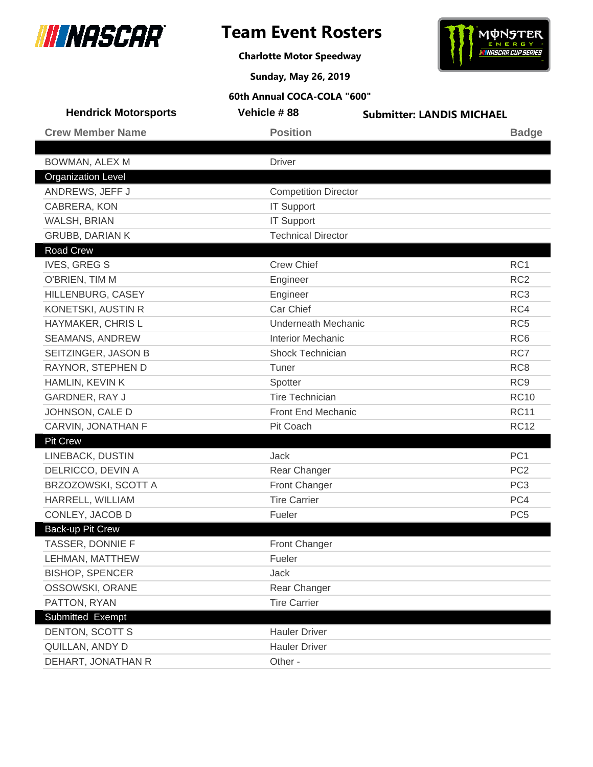# Team Event Rosters

**Charlotte Motor Speedway**

**Sunday, May 26, 2019**

**60th Annual COCA-COLA "600"**

**Hendrick Motorsports** | **Vehicle # 88** | **Submitter: LANDIS MICHAEL**

| Crew Member Name | Position | Badge |
|---|---|---|
| | | |
| BOWMAN, ALEX M | Driver | |
| **Organization Level** | | |
| ANDREWS, JEFF J | Competition Director | |
| CABRERA, KON | IT Support | |
| WALSH, BRIAN | IT Support | |
| GRUBB, DARIAN K | Technical Director | |
| **Road Crew** | | |
| IVES, GREG S | Crew Chief | RC1 |
| O'BRIEN, TIM M | Engineer | RC2 |
| HILLENBURG, CASEY | Engineer | RC3 |
| KONETSKI, AUSTIN R | Car Chief | RC4 |
| HAYMAKER, CHRIS L | Underneath Mechanic | RC5 |
| SEAMANS, ANDREW | Interior Mechanic | RC6 |
| SEITZINGER, JASON B | Shock Technician | RC7 |
| RAYNOR, STEPHEN D | Tuner | RC8 |
| HAMLIN, KEVIN K | Spotter | RC9 |
| GARDNER, RAY J | Tire Technician | RC10 |
| JOHNSON, CALE D | Front End Mechanic | RC11 |
| CARVIN, JONATHAN F | Pit Coach | RC12 |
| **Pit Crew** | | |
| LINEBACK, DUSTIN | Jack | PC1 |
| DELRICCO, DEVIN A | Rear Changer | PC2 |
| BRZOZOWSKI, SCOTT A | Front Changer | PC3 |
| HARRELL, WILLIAM | Tire Carrier | PC4 |
| CONLEY, JACOB D | Fueler | PC5 |
| **Back-up Pit Crew** | | |
| TASSER, DONNIE F | Front Changer | |
| LEHMAN, MATTHEW | Fueler | |
| BISHOP, SPENCER | Jack | |
| OSSOWSKI, ORANE | Rear Changer | |
| PATTON, RYAN | Tire Carrier | |
| **Submitted Exempt** | | |
| DENTON, SCOTT S | Hauler Driver | |
| QUILLAN, ANDY D | Hauler Driver | |
| DEHART, JONATHAN R | Other - | |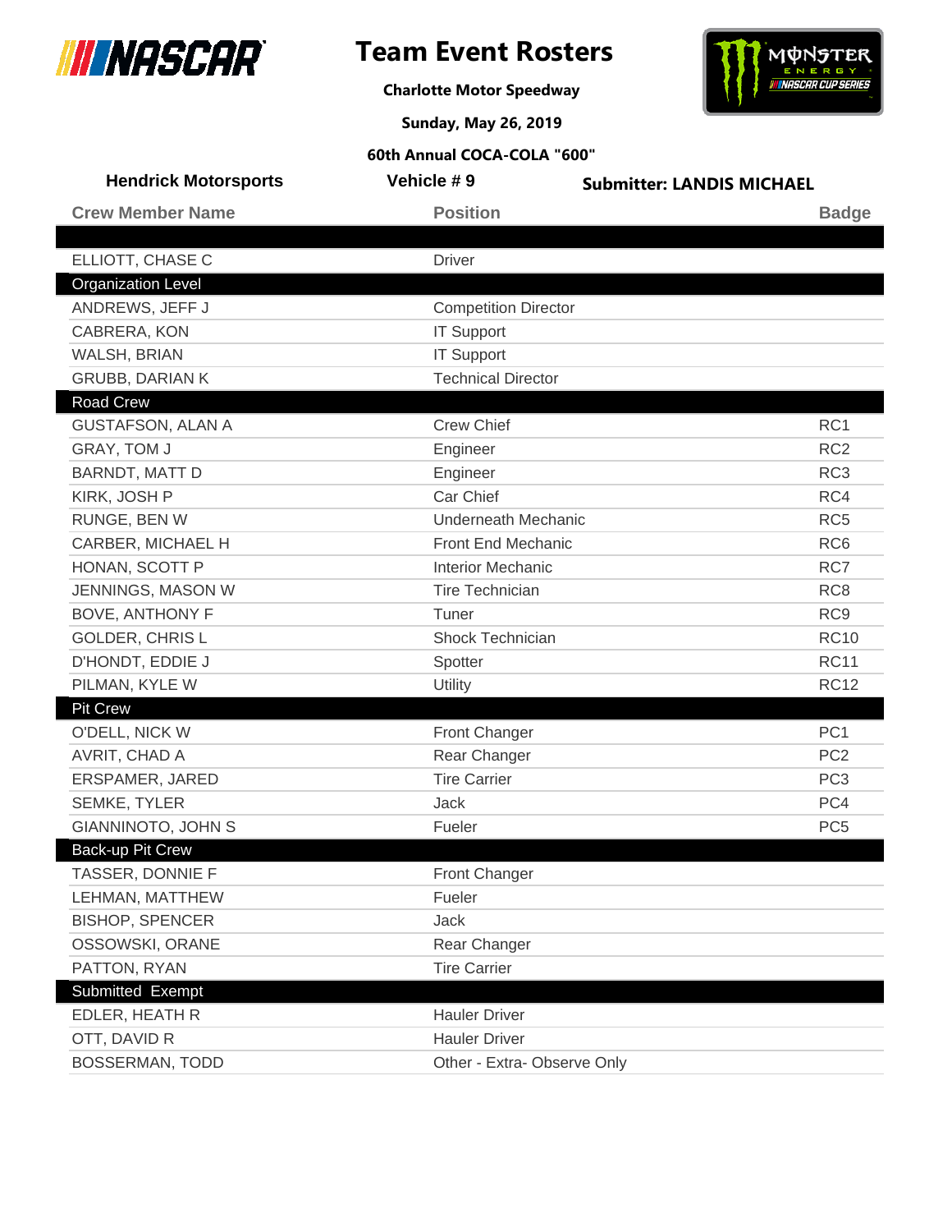# Team Event Rosters

**Charlotte Motor Speedway**

**Sunday, May 26, 2019**

**60th Annual COCA-COLA "600"**

**Hendrick Motorsports** | **Vehicle # 9** | **Submitter: LANDIS MICHAEL**

| Crew Member Name | Position | Badge |
|---|---|---|
| | | |
| ELLIOTT, CHASE C | Driver | |
| **Organization Level** | | |
| ANDREWS, JEFF J | Competition Director | |
| CABRERA, KON | IT Support | |
| WALSH, BRIAN | IT Support | |
| GRUBB, DARIAN K | Technical Director | |
| **Road Crew** | | |
| GUSTAFSON, ALAN A | Crew Chief | RC1 |
| GRAY, TOM J | Engineer | RC2 |
| BARNDT, MATT D | Engineer | RC3 |
| KIRK, JOSH P | Car Chief | RC4 |
| RUNGE, BEN W | Underneath Mechanic | RC5 |
| CARBER, MICHAEL H | Front End Mechanic | RC6 |
| HONAN, SCOTT P | Interior Mechanic | RC7 |
| JENNINGS, MASON W | Tire Technician | RC8 |
| BOVE, ANTHONY F | Tuner | RC9 |
| GOLDER, CHRIS L | Shock Technician | RC10 |
| D'HONDT, EDDIE J | Spotter | RC11 |
| PILMAN, KYLE W | Utility | RC12 |
| **Pit Crew** | | |
| O'DELL, NICK W | Front Changer | PC1 |
| AVRIT, CHAD A | Rear Changer | PC2 |
| ERSPAMER, JARED | Tire Carrier | PC3 |
| SEMKE, TYLER | Jack | PC4 |
| GIANNINOTO, JOHN S | Fueler | PC5 |
| **Back-up Pit Crew** | | |
| TASSER, DONNIE F | Front Changer | |
| LEHMAN, MATTHEW | Fueler | |
| BISHOP, SPENCER | Jack | |
| OSSOWSKI, ORANE | Rear Changer | |
| PATTON, RYAN | Tire Carrier | |
| **Submitted Exempt** | | |
| EDLER, HEATH R | Hauler Driver | |
| OTT, DAVID R | Hauler Driver | |
| BOSSERMAN, TODD | Other - Extra- Observe Only | |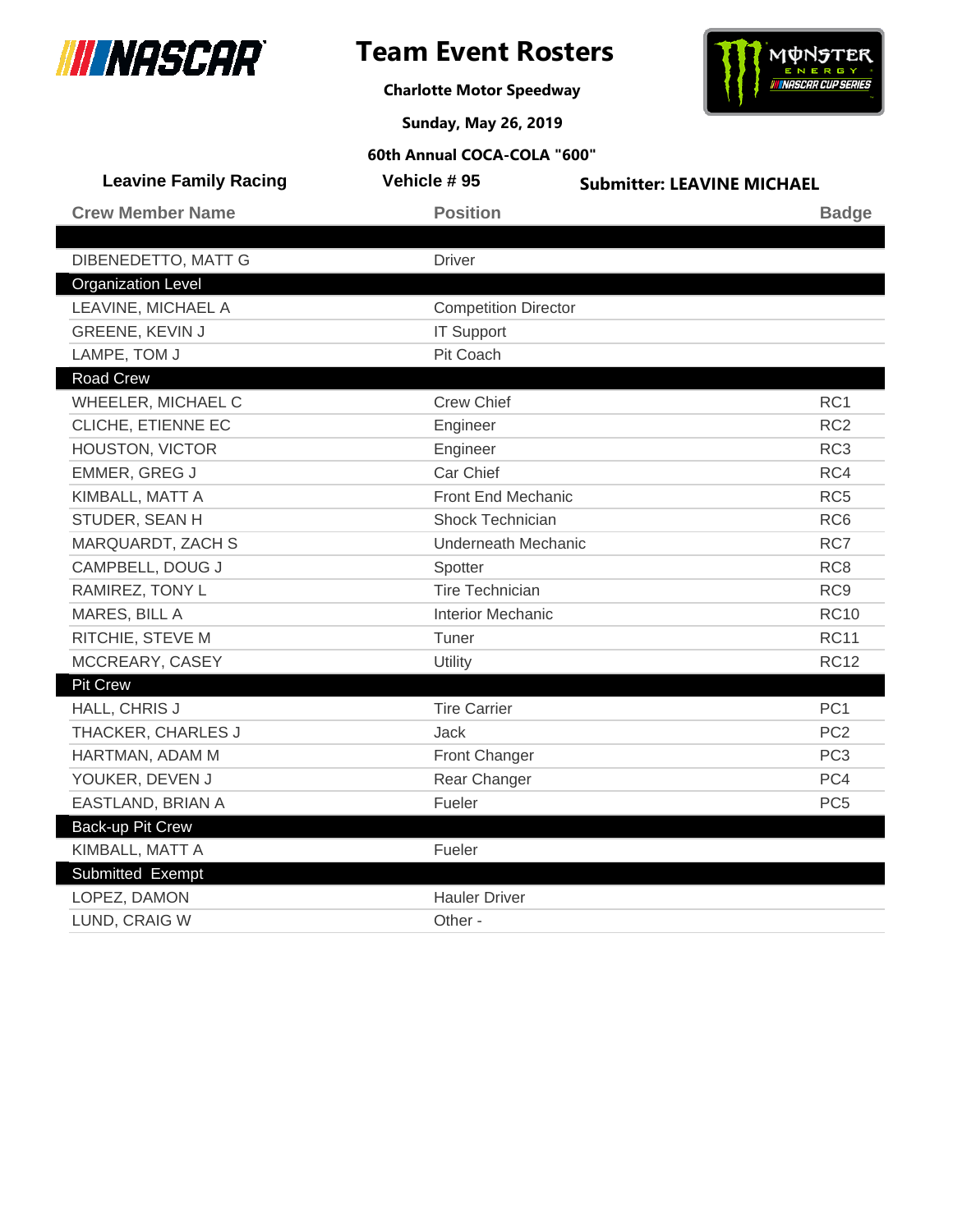# Team Event Rosters

**Charlotte Motor Speedway**

**Sunday, May 26, 2019**

**60th Annual COCA-COLA "600"**

**Leavine Family Racing** | **Vehicle # 95** | **Submitter: LEAVINE MICHAEL**

| Crew Member Name | Position | Badge |
|---|---|---|
| | | |
| DIBENEDETTO, MATT G | Driver | |
| **Organization Level** | | |
| LEAVINE, MICHAEL A | Competition Director | |
| GREENE, KEVIN J | IT Support | |
| LAMPE, TOM J | Pit Coach | |
| **Road Crew** | | |
| WHEELER, MICHAEL C | Crew Chief | RC1 |
| CLICHE, ETIENNE EC | Engineer | RC2 |
| HOUSTON, VICTOR | Engineer | RC3 |
| EMMER, GREG J | Car Chief | RC4 |
| KIMBALL, MATT A | Front End Mechanic | RC5 |
| STUDER, SEAN H | Shock Technician | RC6 |
| MARQUARDT, ZACH S | Underneath Mechanic | RC7 |
| CAMPBELL, DOUG J | Spotter | RC8 |
| RAMIREZ, TONY L | Tire Technician | RC9 |
| MARES, BILL A | Interior Mechanic | RC10 |
| RITCHIE, STEVE M | Tuner | RC11 |
| MCCREARY, CASEY | Utility | RC12 |
| **Pit Crew** | | |
| HALL, CHRIS J | Tire Carrier | PC1 |
| THACKER, CHARLES J | Jack | PC2 |
| HARTMAN, ADAM M | Front Changer | PC3 |
| YOUKER, DEVEN J | Rear Changer | PC4 |
| EASTLAND, BRIAN A | Fueler | PC5 |
| **Back-up Pit Crew** | | |
| KIMBALL, MATT A | Fueler | |
| **Submitted Exempt** | | |
| LOPEZ, DAMON | Hauler Driver | |
| LUND, CRAIG W | Other - | |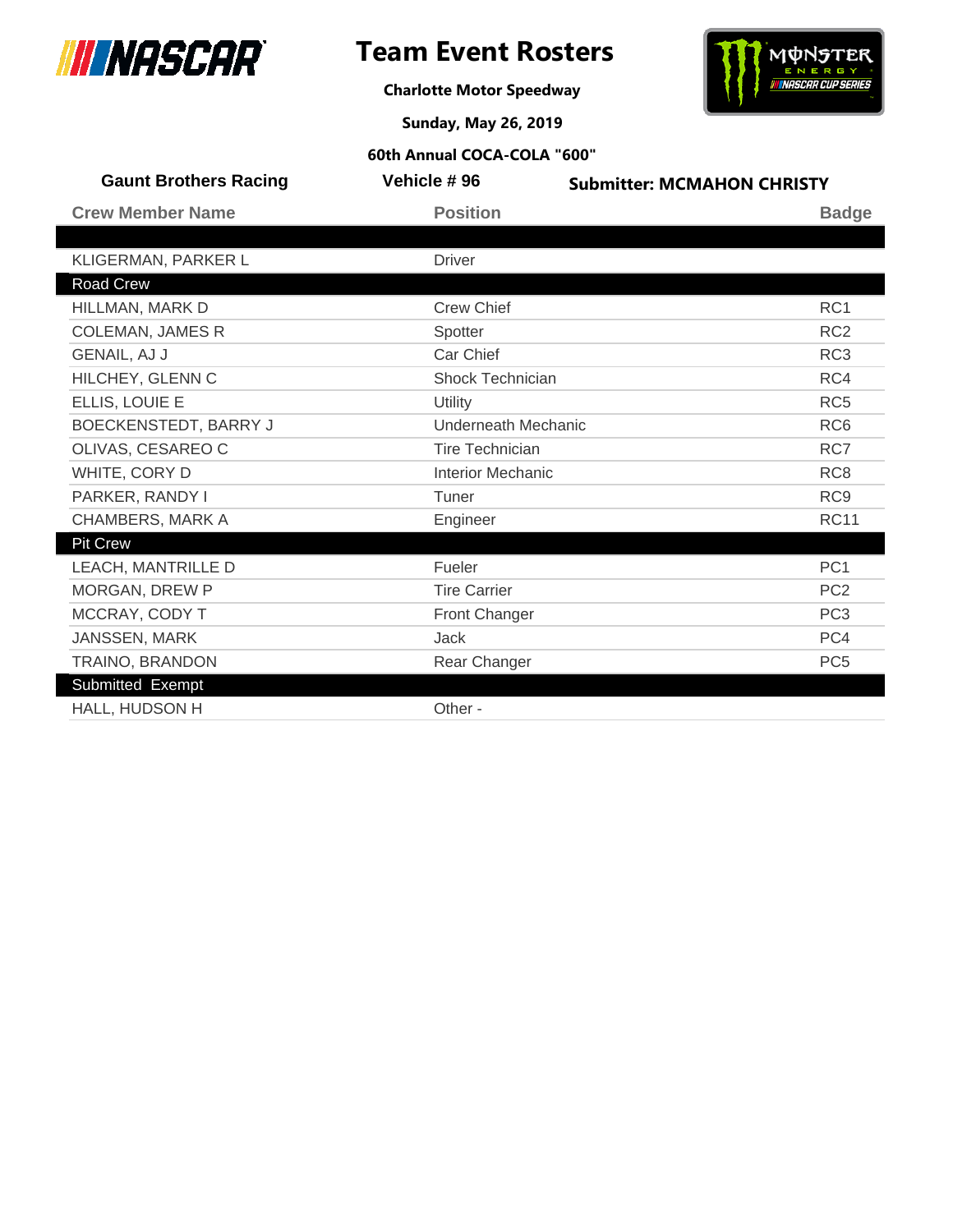# Team Event Rosters

**Charlotte Motor Speedway**

**Sunday, May 26, 2019**

**60th Annual COCA-COLA "600"**

**Gaunt Brothers Racing** | **Vehicle # 96** | **Submitter: MCMAHON CHRISTY**

| Crew Member Name | Position | Badge |
|---|---|---|
| | | |
| KLIGERMAN, PARKER L | Driver | |
| **Road Crew** | | |
| HILLMAN, MARK D | Crew Chief | RC1 |
| COLEMAN, JAMES R | Spotter | RC2 |
| GENAIL, AJ J | Car Chief | RC3 |
| HILCHEY, GLENN C | Shock Technician | RC4 |
| ELLIS, LOUIE E | Utility | RC5 |
| BOECKENSTEDT, BARRY J | Underneath Mechanic | RC6 |
| OLIVAS, CESAREO C | Tire Technician | RC7 |
| WHITE, CORY D | Interior Mechanic | RC8 |
| PARKER, RANDY I | Tuner | RC9 |
| CHAMBERS, MARK A | Engineer | RC11 |
| **Pit Crew** | | |
| LEACH, MANTRILLE D | Fueler | PC1 |
| MORGAN, DREW P | Tire Carrier | PC2 |
| MCCRAY, CODY T | Front Changer | PC3 |
| JANSSEN, MARK | Jack | PC4 |
| TRAINO, BRANDON | Rear Changer | PC5 |
| **Submitted Exempt** | | |
| HALL, HUDSON H | Other - | |